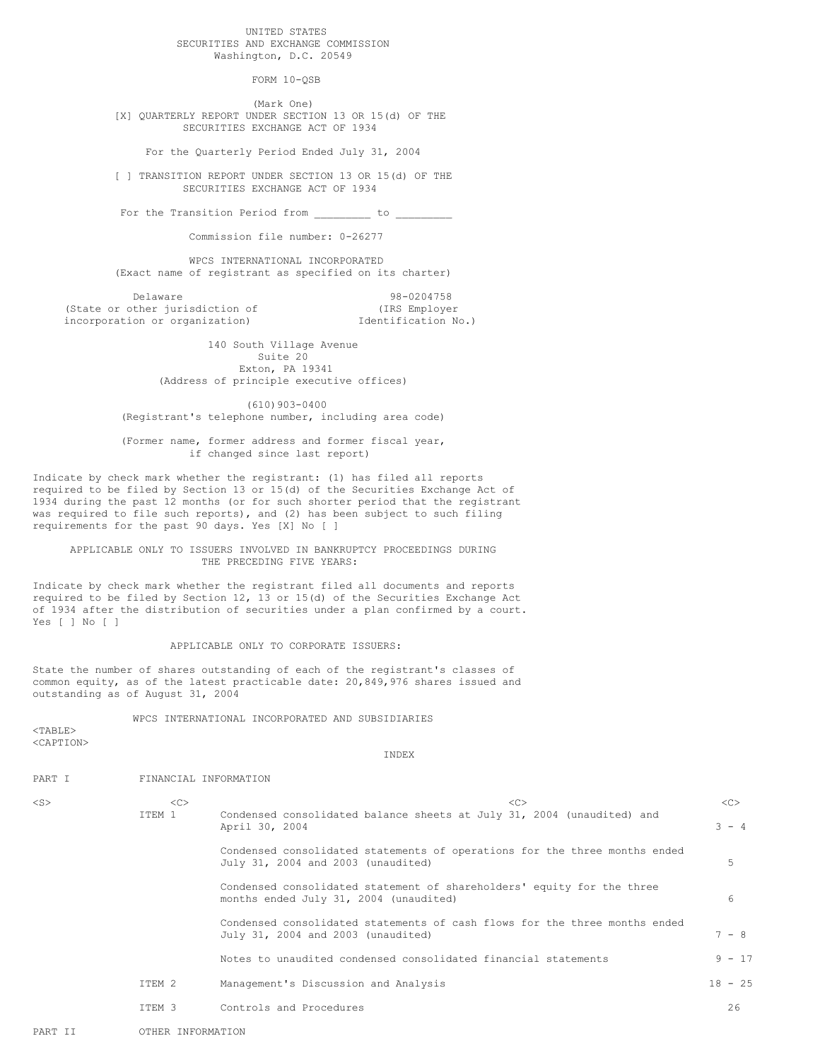UNITED STATES
SECURITIES AND EXCHANGE COMMISSION
Washington, D.C. 20549

# FORM 10-QSB

(Mark One)

[X] QUARTERLY REPORT UNDER SECTION 13 OR 15(d) OF THE SECURITIES EXCHANGE ACT OF 1934

For the Quarterly Period Ended July 31, 2004

[ ] TRANSITION REPORT UNDER SECTION 13 OR 15(d) OF THE SECURITIES EXCHANGE ACT OF 1934

For the Transition Period from _________ to _________

Commission file number: 0-26277

## WPCS INTERNATIONAL INCORPORATED

(Exact name of registrant as specified on its charter)

| Delaware | 98-0204758 |
|---|---|
| (State or other jurisdiction of incorporation or organization) | (IRS Employer Identification No.) |

140 South Village Avenue
Suite 20
Exton, PA 19341
(Address of principle executive offices)

(610)903-0400
(Registrant's telephone number, including area code)

(Former name, former address and former fiscal year, if changed since last report)

Indicate by check mark whether the registrant: (1) has filed all reports required to be filed by Section 13 or 15(d) of the Securities Exchange Act of 1934 during the past 12 months (or for such shorter period that the registrant was required to file such reports), and (2) has been subject to such filing requirements for the past 90 days. Yes [X] No [ ]

APPLICABLE ONLY TO ISSUERS INVOLVED IN BANKRUPTCY PROCEEDINGS DURING THE PRECEDING FIVE YEARS:

Indicate by check mark whether the registrant filed all documents and reports required to be filed by Section 12, 13 or 15(d) of the Securities Exchange Act of 1934 after the distribution of securities under a plan confirmed by a court. Yes [ ] No [ ]

APPLICABLE ONLY TO CORPORATE ISSUERS:

State the number of shares outstanding of each of the registrant's classes of common equity, as of the latest practicable date: 20,849,976 shares issued and outstanding as of August 31, 2004

WPCS INTERNATIONAL INCORPORATED AND SUBSIDIARIES

INDEX

| | | | |
|---|---|---|---|
| PART I | FINANCIAL INFORMATION | | |
| | ITEM 1 | Condensed consolidated balance sheets at July 31, 2004 (unaudited) and April 30, 2004 | 3 - 4 |
| | | Condensed consolidated statements of operations for the three months ended July 31, 2004 and 2003 (unaudited) | 5 |
| | | Condensed consolidated statement of shareholders' equity for the three months ended July 31, 2004 (unaudited) | 6 |
| | | Condensed consolidated statements of cash flows for the three months ended July 31, 2004 and 2003 (unaudited) | 7 - 8 |
| | | Notes to unaudited condensed consolidated financial statements | 9 - 17 |
| | ITEM 2 | Management's Discussion and Analysis | 18 - 25 |
| | ITEM 3 | Controls and Procedures | 26 |
| PART II | OTHER INFORMATION | | |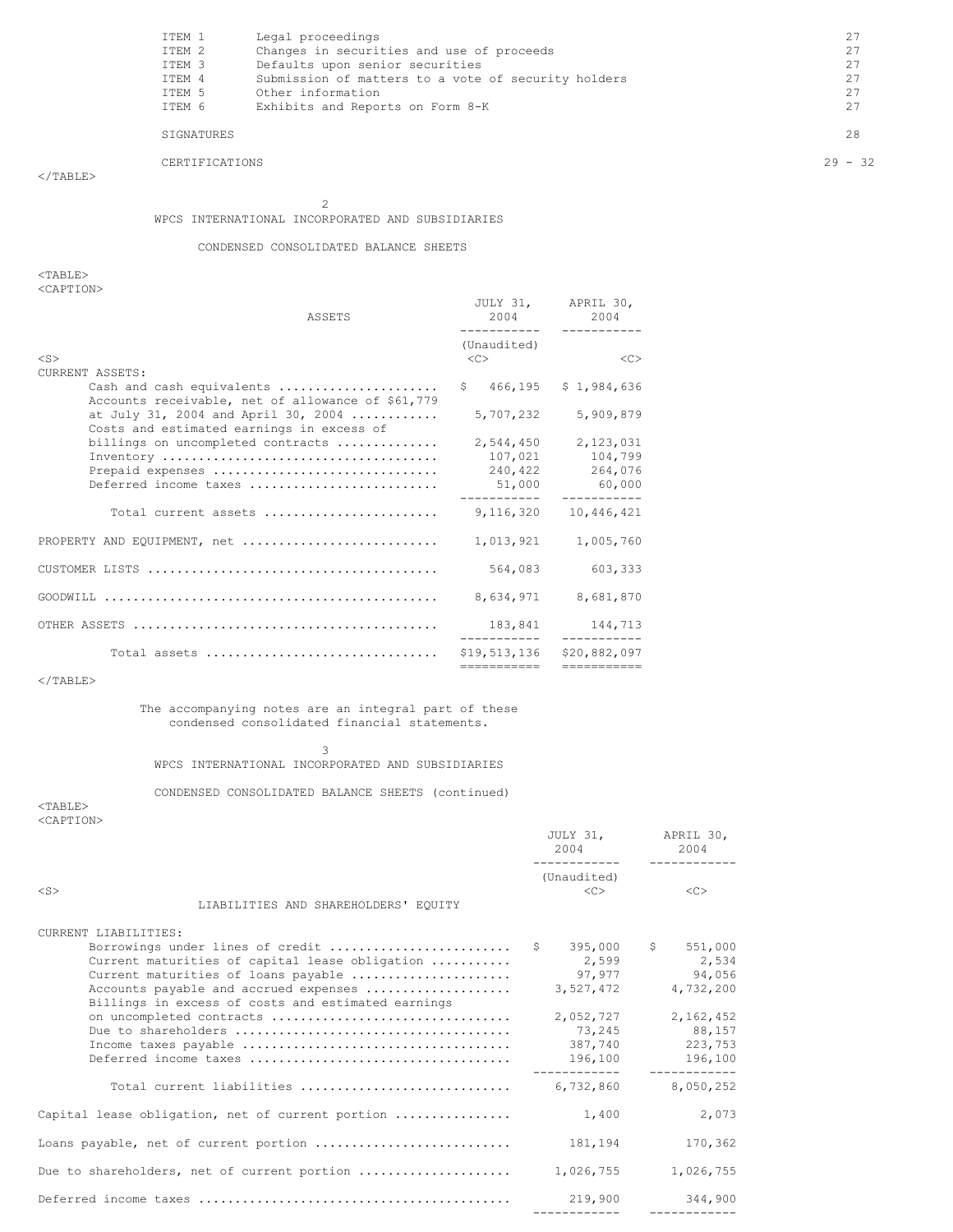| | | |
|---|---|---|
| ITEM 1 | Legal proceedings | 27 |
| ITEM 2 | Changes in securities and use of proceeds | 27 |
| ITEM 3 | Defaults upon senior securities | 27 |
| ITEM 4 | Submission of matters to a vote of security holders | 27 |
| ITEM 5 | Other information | 27 |
| ITEM 6 | Exhibits and Reports on Form 8-K | 27 |
| | SIGNATURES | 28 |
| | CERTIFICATIONS | 29 - 32 |

## WPCS INTERNATIONAL INCORPORATED AND SUBSIDIARIES

### CONDENSED CONSOLIDATED BALANCE SHEETS

| ASSETS | JULY 31, 2004 (Unaudited) | APRIL 30, 2004 |
|---|---|---|
| CURRENT ASSETS: | | |
| Cash and cash equivalents | $ 466,195 | $ 1,984,636 |
| Accounts receivable, net of allowance of $61,779 at July 31, 2004 and April 30, 2004 | 5,707,232 | 5,909,879 |
| Costs and estimated earnings in excess of billings on uncompleted contracts | 2,544,450 | 2,123,031 |
| Inventory | 107,021 | 104,799 |
| Prepaid expenses | 240,422 | 264,076 |
| Deferred income taxes | 51,000 | 60,000 |
| Total current assets | 9,116,320 | 10,446,421 |
| PROPERTY AND EQUIPMENT, net | 1,013,921 | 1,005,760 |
| CUSTOMER LISTS | 564,083 | 603,333 |
| GOODWILL | 8,634,971 | 8,681,870 |
| OTHER ASSETS | 183,841 | 144,713 |
| Total assets | $19,513,136 | $20,882,097 |

The accompanying notes are an integral part of these condensed consolidated financial statements.

## WPCS INTERNATIONAL INCORPORATED AND SUBSIDIARIES

### CONDENSED CONSOLIDATED BALANCE SHEETS (continued)

| LIABILITIES AND SHAREHOLDERS' EQUITY | JULY 31, 2004 (Unaudited) | APRIL 30, 2004 |
|---|---|---|
| CURRENT LIABILITIES: | | |
| Borrowings under lines of credit | $ 395,000 | $ 551,000 |
| Current maturities of capital lease obligation | 2,599 | 2,534 |
| Current maturities of loans payable | 97,977 | 94,056 |
| Accounts payable and accrued expenses | 3,527,472 | 4,732,200 |
| Billings in excess of costs and estimated earnings on uncompleted contracts | 2,052,727 | 2,162,452 |
| Due to shareholders | 73,245 | 88,157 |
| Income taxes payable | 387,740 | 223,753 |
| Deferred income taxes | 196,100 | 196,100 |
| Total current liabilities | 6,732,860 | 8,050,252 |
| Capital lease obligation, net of current portion | 1,400 | 2,073 |
| Loans payable, net of current portion | 181,194 | 170,362 |
| Due to shareholders, net of current portion | 1,026,755 | 1,026,755 |
| Deferred income taxes | 219,900 | 344,900 |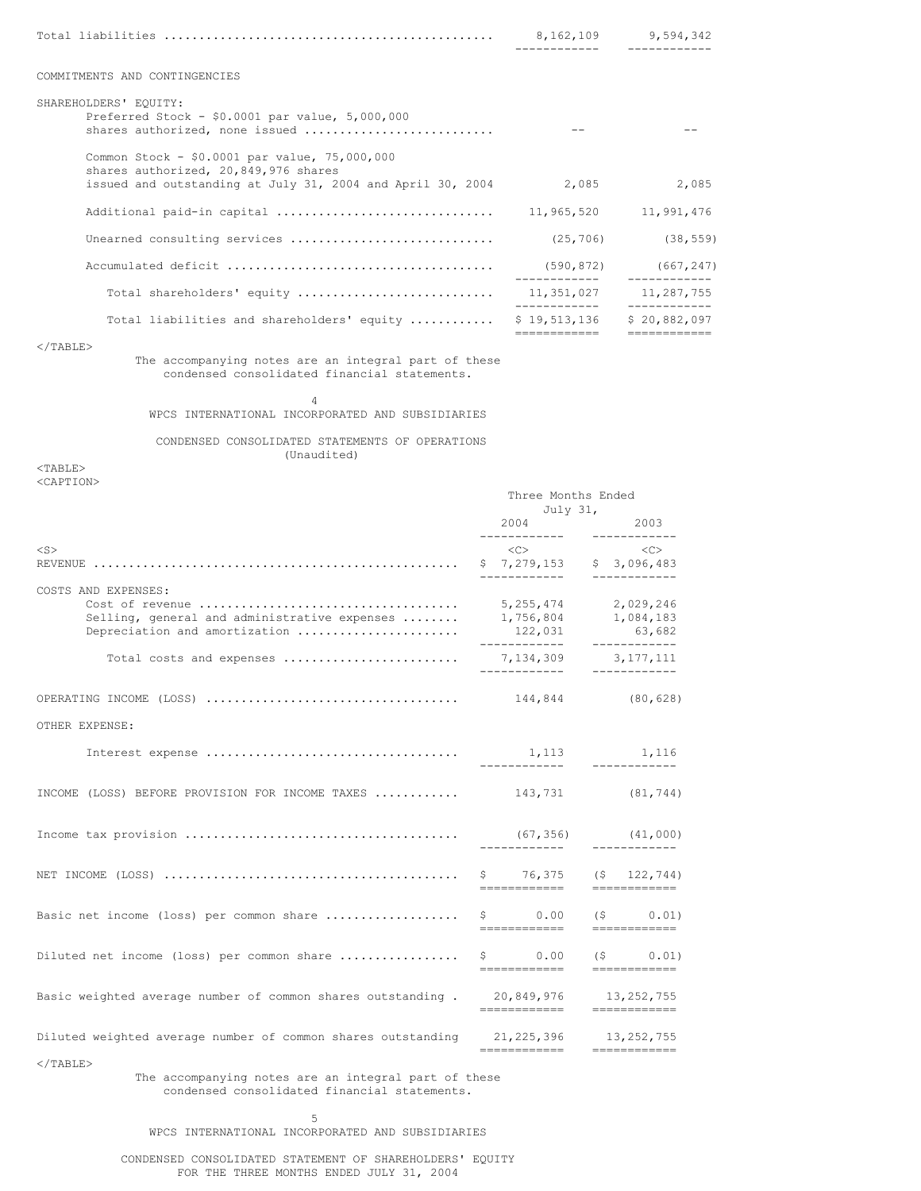| | | |
|---|---|---|
| Total liabilities | 8,162,109 | 9,594,342 |
| COMMITMENTS AND CONTINGENCIES | | |
| SHAREHOLDERS' EQUITY: | | |
| Preferred Stock - $0.0001 par value, 5,000,000 shares authorized, none issued | -- | -- |
| Common Stock - $0.0001 par value, 75,000,000 shares authorized, 20,849,976 shares issued and outstanding at July 31, 2004 and April 30, 2004 | 2,085 | 2,085 |
| Additional paid-in capital | 11,965,520 | 11,991,476 |
| Unearned consulting services | (25,706) | (38,559) |
| Accumulated deficit | (590,872) | (667,247) |
| Total shareholders' equity | 11,351,027 | 11,287,755 |
| Total liabilities and shareholders' equity | $ 19,513,136 | $ 20,882,097 |

The accompanying notes are an integral part of these condensed consolidated financial statements.

## WPCS INTERNATIONAL INCORPORATED AND SUBSIDIARIES

### CONDENSED CONSOLIDATED STATEMENTS OF OPERATIONS (Unaudited)

| | Three Months Ended July 31, 2004 | Three Months Ended July 31, 2003 |
|---|---|---|
| REVENUE | $ 7,279,153 | $ 3,096,483 |
| COSTS AND EXPENSES: | | |
| Cost of revenue | 5,255,474 | 2,029,246 |
| Selling, general and administrative expenses | 1,756,804 | 1,084,183 |
| Depreciation and amortization | 122,031 | 63,682 |
| Total costs and expenses | 7,134,309 | 3,177,111 |
| OPERATING INCOME (LOSS) | 144,844 | (80,628) |
| OTHER EXPENSE: | | |
| Interest expense | 1,113 | 1,116 |
| INCOME (LOSS) BEFORE PROVISION FOR INCOME TAXES | 143,731 | (81,744) |
| Income tax provision | (67,356) | (41,000) |
| NET INCOME (LOSS) | $ 76,375 | ($ 122,744) |
| Basic net income (loss) per common share | $ 0.00 | ($ 0.01) |
| Diluted net income (loss) per common share | $ 0.00 | ($ 0.01) |
| Basic weighted average number of common shares outstanding | 20,849,976 | 13,252,755 |
| Diluted weighted average number of common shares outstanding | 21,225,396 | 13,252,755 |

The accompanying notes are an integral part of these condensed consolidated financial statements.

## WPCS INTERNATIONAL INCORPORATED AND SUBSIDIARIES

### CONDENSED CONSOLIDATED STATEMENT OF SHAREHOLDERS' EQUITY FOR THE THREE MONTHS ENDED JULY 31, 2004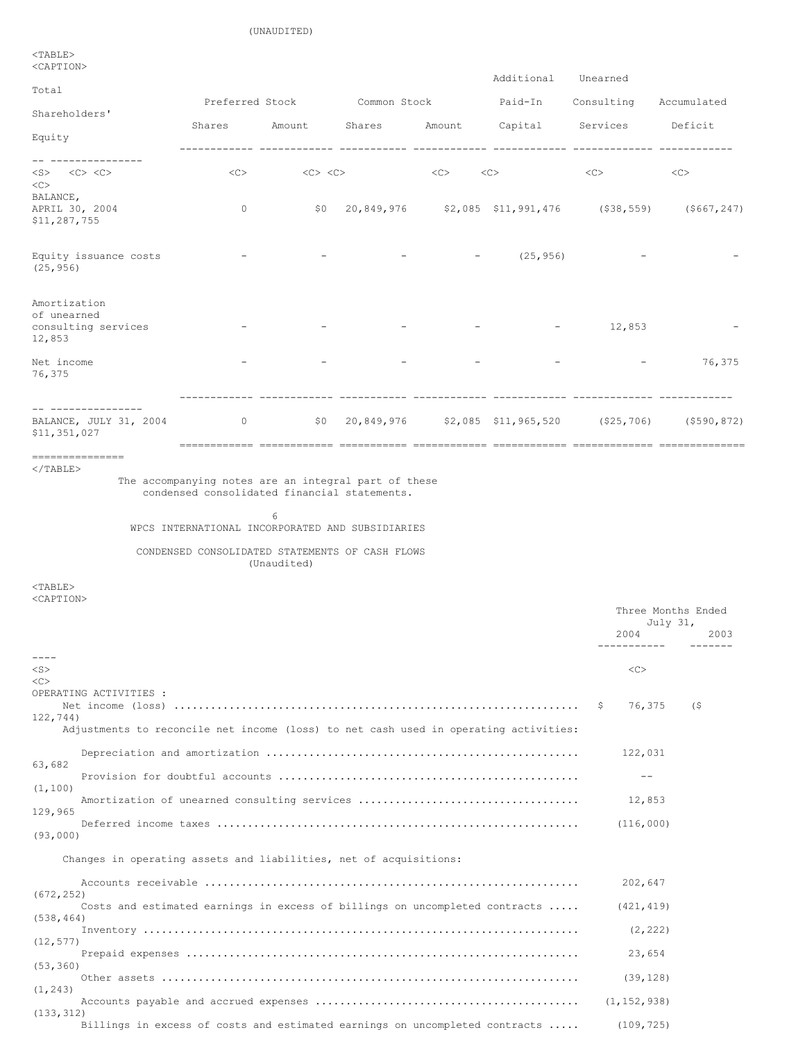(UNAUDITED)

| | Preferred Stock | | Common Stock | | Additional Paid-In Capital | Unearned Consulting Services | Accumulated Deficit | Total Shareholders' Equity |
|---|---|---|---|---|---|---|---|---|
| | Shares | Amount | Shares | Amount | | | | |
| BALANCE, APRIL 30, 2004 | 0 | $0 | 20,849,976 | $2,085 | $11,991,476 | ($38,559) | ($667,247) | $11,287,755 |
| Equity issuance costs | - | - | - | - | (25,956) | - | - | (25,956) |
| Amortization of unearned consulting services | - | - | - | - | - | 12,853 | - | 12,853 |
| Net income | - | - | - | - | - | - | 76,375 | 76,375 |
| BALANCE, JULY 31, 2004 | 0 | $0 | 20,849,976 | $2,085 | $11,965,520 | ($25,706) | ($590,872) | $11,351,027 |

The accompanying notes are an integral part of these condensed consolidated financial statements.

WPCS INTERNATIONAL INCORPORATED AND SUBSIDIARIES

CONDENSED CONSOLIDATED STATEMENTS OF CASH FLOWS
(Unaudited)

| | Three Months Ended July 31, 2004 | Three Months Ended July 31, 2003 |
|---|---|---|
| OPERATING ACTIVITIES : | | |
| Net income (loss) | $ 76,375 | ($ 122,744) |
| Adjustments to reconcile net income (loss) to net cash used in operating activities: | | |
| Depreciation and amortization | 122,031 | 63,682 |
| Provision for doubtful accounts | -- | (1,100) |
| Amortization of unearned consulting services | 12,853 | 129,965 |
| Deferred income taxes | (116,000) | (93,000) |
| Changes in operating assets and liabilities, net of acquisitions: | | |
| Accounts receivable | 202,647 | (672,252) |
| Costs and estimated earnings in excess of billings on uncompleted contracts | (421,419) | (538,464) |
| Inventory | (2,222) | (12,577) |
| Prepaid expenses | 23,654 | (53,360) |
| Other assets | (39,128) | (1,243) |
| Accounts payable and accrued expenses | (1,152,938) | (133,312) |
| Billings in excess of costs and estimated earnings on uncompleted contracts | (109,725) | |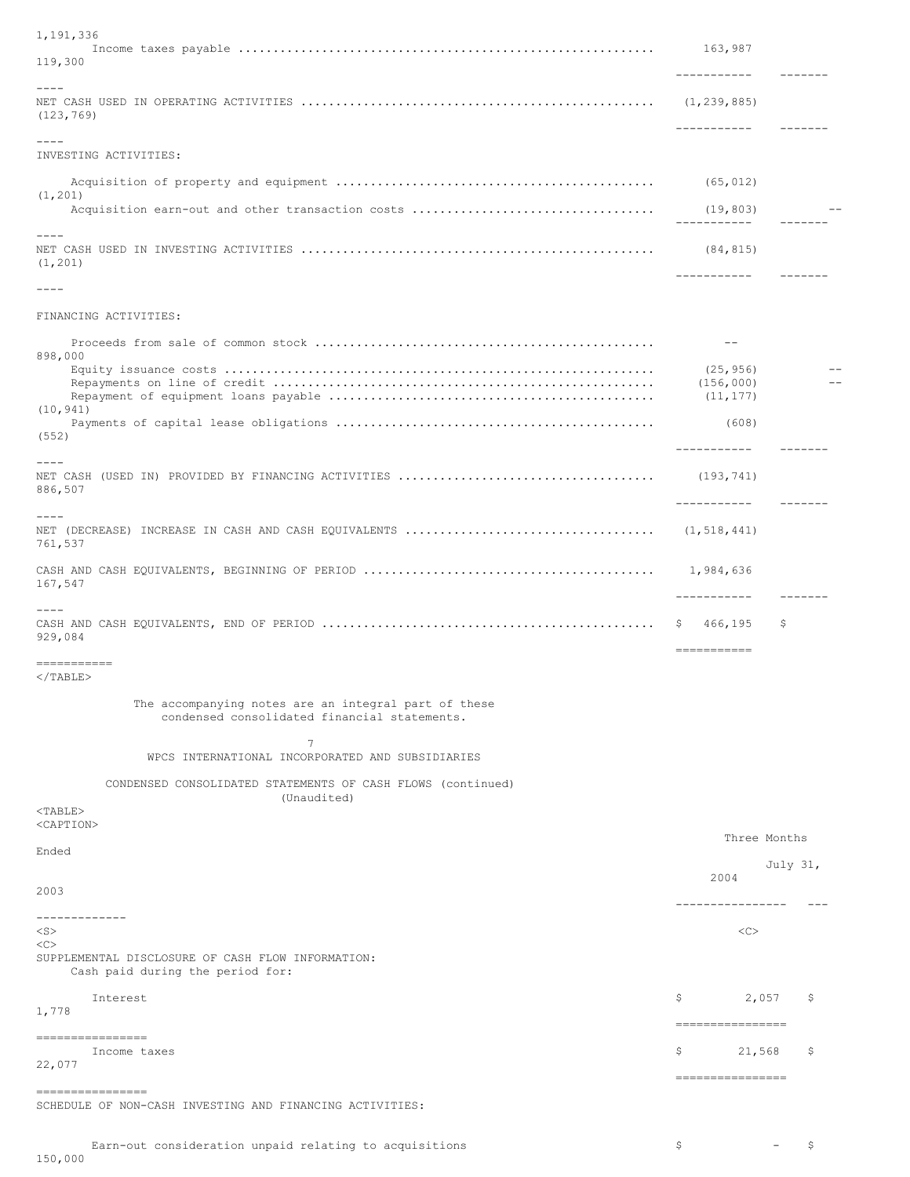| | 2004 | 2003 |
|---|---|---|
| Income taxes payable | 163,987 | 1,191,336 / 119,300 |
| NET CASH USED IN OPERATING ACTIVITIES | (1,239,885) | (123,769) |
| INVESTING ACTIVITIES: | | |
| Acquisition of property and equipment | (65,012) | (1,201) |
| Acquisition earn-out and other transaction costs | (19,803) | -- |
| NET CASH USED IN INVESTING ACTIVITIES | (84,815) | (1,201) |
| FINANCING ACTIVITIES: | | |
| Proceeds from sale of common stock | -- | 898,000 |
| Equity issuance costs | (25,956) | -- |
| Repayments on line of credit | (156,000) | -- |
| Repayment of equipment loans payable | (11,177) | (10,941) |
| Payments of capital lease obligations | (608) | (552) |
| NET CASH (USED IN) PROVIDED BY FINANCING ACTIVITIES | (193,741) | 886,507 |
| NET (DECREASE) INCREASE IN CASH AND CASH EQUIVALENTS | (1,518,441) | 761,537 |
| CASH AND CASH EQUIVALENTS, BEGINNING OF PERIOD | 1,984,636 | 167,547 |
| CASH AND CASH EQUIVALENTS, END OF PERIOD | $ 466,195 | $ 929,084 |

The accompanying notes are an integral part of these condensed consolidated financial statements.

WPCS INTERNATIONAL INCORPORATED AND SUBSIDIARIES

CONDENSED CONSOLIDATED STATEMENTS OF CASH FLOWS (continued)
(Unaudited)

| | Three Months Ended July 31, | |
|---|---|---|
| | 2004 | 2003 |
| SUPPLEMENTAL DISCLOSURE OF CASH FLOW INFORMATION: | | |
| Cash paid during the period for: | | |
| Interest | $ 2,057 | $ 1,778 |
| Income taxes | $ 21,568 | $ 22,077 |
| SCHEDULE OF NON-CASH INVESTING AND FINANCING ACTIVITIES: | | |
| Earn-out consideration unpaid relating to acquisitions | $ - | $ 150,000 |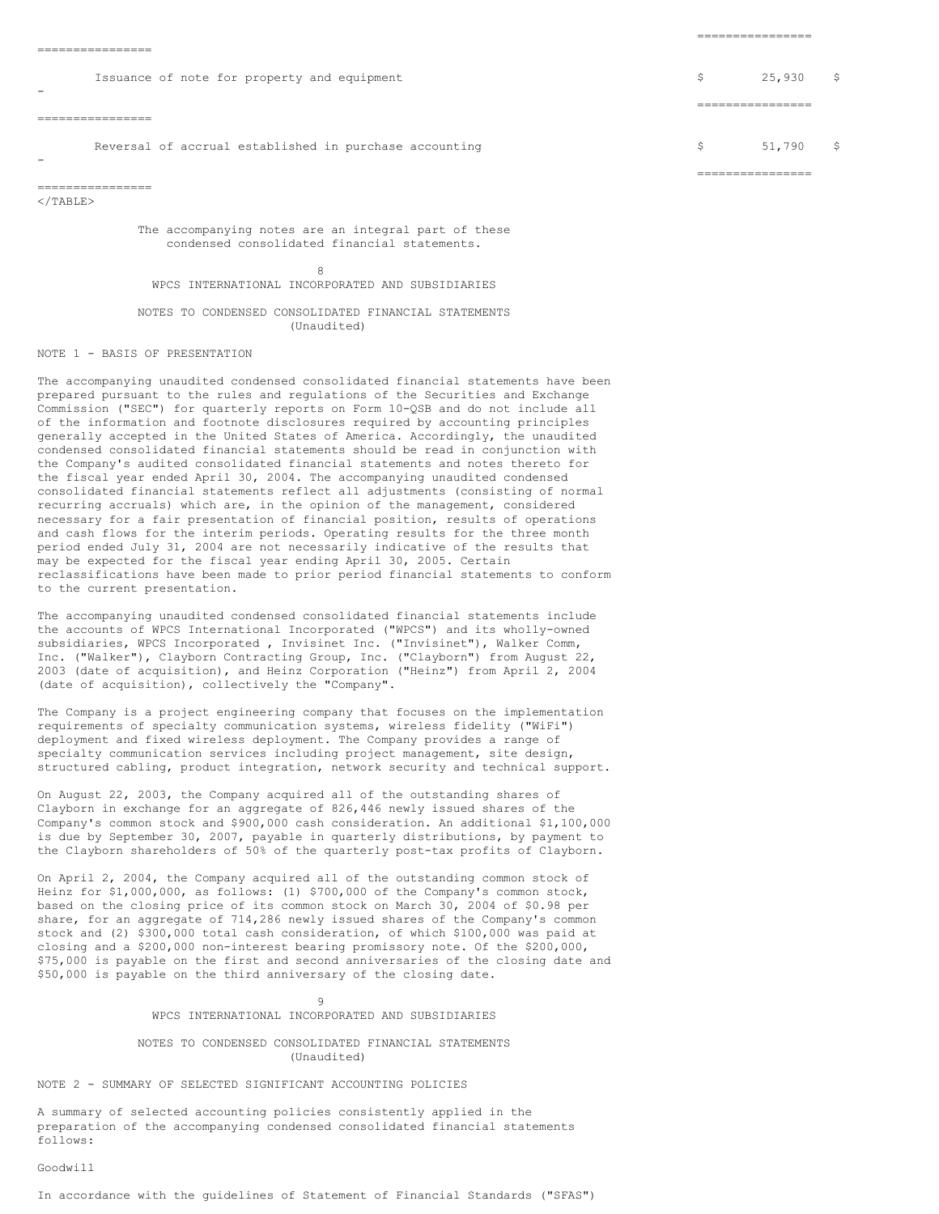| | | |
|---|---|---|
| Issuance of note for property and equipment | $ 25,930 | $ - |
| Reversal of accrual established in purchase accounting | $ 51,790 | $ - |

The accompanying notes are an integral part of these condensed consolidated financial statements.

WPCS INTERNATIONAL INCORPORATED AND SUBSIDIARIES

NOTES TO CONDENSED CONSOLIDATED FINANCIAL STATEMENTS
(Unaudited)

NOTE 1 - BASIS OF PRESENTATION

The accompanying unaudited condensed consolidated financial statements have been prepared pursuant to the rules and regulations of the Securities and Exchange Commission ("SEC") for quarterly reports on Form 10-QSB and do not include all of the information and footnote disclosures required by accounting principles generally accepted in the United States of America. Accordingly, the unaudited condensed consolidated financial statements should be read in conjunction with the Company's audited consolidated financial statements and notes thereto for the fiscal year ended April 30, 2004. The accompanying unaudited condensed consolidated financial statements reflect all adjustments (consisting of normal recurring accruals) which are, in the opinion of the management, considered necessary for a fair presentation of financial position, results of operations and cash flows for the interim periods. Operating results for the three month period ended July 31, 2004 are not necessarily indicative of the results that may be expected for the fiscal year ending April 30, 2005. Certain reclassifications have been made to prior period financial statements to conform to the current presentation.

The accompanying unaudited condensed consolidated financial statements include the accounts of WPCS International Incorporated ("WPCS") and its wholly-owned subsidiaries, WPCS Incorporated , Invisinet Inc. ("Invisinet"), Walker Comm, Inc. ("Walker"), Clayborn Contracting Group, Inc. ("Clayborn") from August 22, 2003 (date of acquisition), and Heinz Corporation ("Heinz") from April 2, 2004 (date of acquisition), collectively the "Company".

The Company is a project engineering company that focuses on the implementation requirements of specialty communication systems, wireless fidelity ("WiFi") deployment and fixed wireless deployment. The Company provides a range of specialty communication services including project management, site design, structured cabling, product integration, network security and technical support.

On August 22, 2003, the Company acquired all of the outstanding shares of Clayborn in exchange for an aggregate of 826,446 newly issued shares of the Company's common stock and $900,000 cash consideration. An additional $1,100,000 is due by September 30, 2007, payable in quarterly distributions, by payment to the Clayborn shareholders of 50% of the quarterly post-tax profits of Clayborn.

On April 2, 2004, the Company acquired all of the outstanding common stock of Heinz for $1,000,000, as follows: (1) $700,000 of the Company's common stock, based on the closing price of its common stock on March 30, 2004 of $0.98 per share, for an aggregate of 714,286 newly issued shares of the Company's common stock and (2) $300,000 total cash consideration, of which $100,000 was paid at closing and a $200,000 non-interest bearing promissory note. Of the $200,000, $75,000 is payable on the first and second anniversaries of the closing date and $50,000 is payable on the third anniversary of the closing date.

WPCS INTERNATIONAL INCORPORATED AND SUBSIDIARIES

NOTES TO CONDENSED CONSOLIDATED FINANCIAL STATEMENTS
(Unaudited)

NOTE 2 - SUMMARY OF SELECTED SIGNIFICANT ACCOUNTING POLICIES

A summary of selected accounting policies consistently applied in the preparation of the accompanying condensed consolidated financial statements follows:

Goodwill

In accordance with the guidelines of Statement of Financial Standards ("SFAS")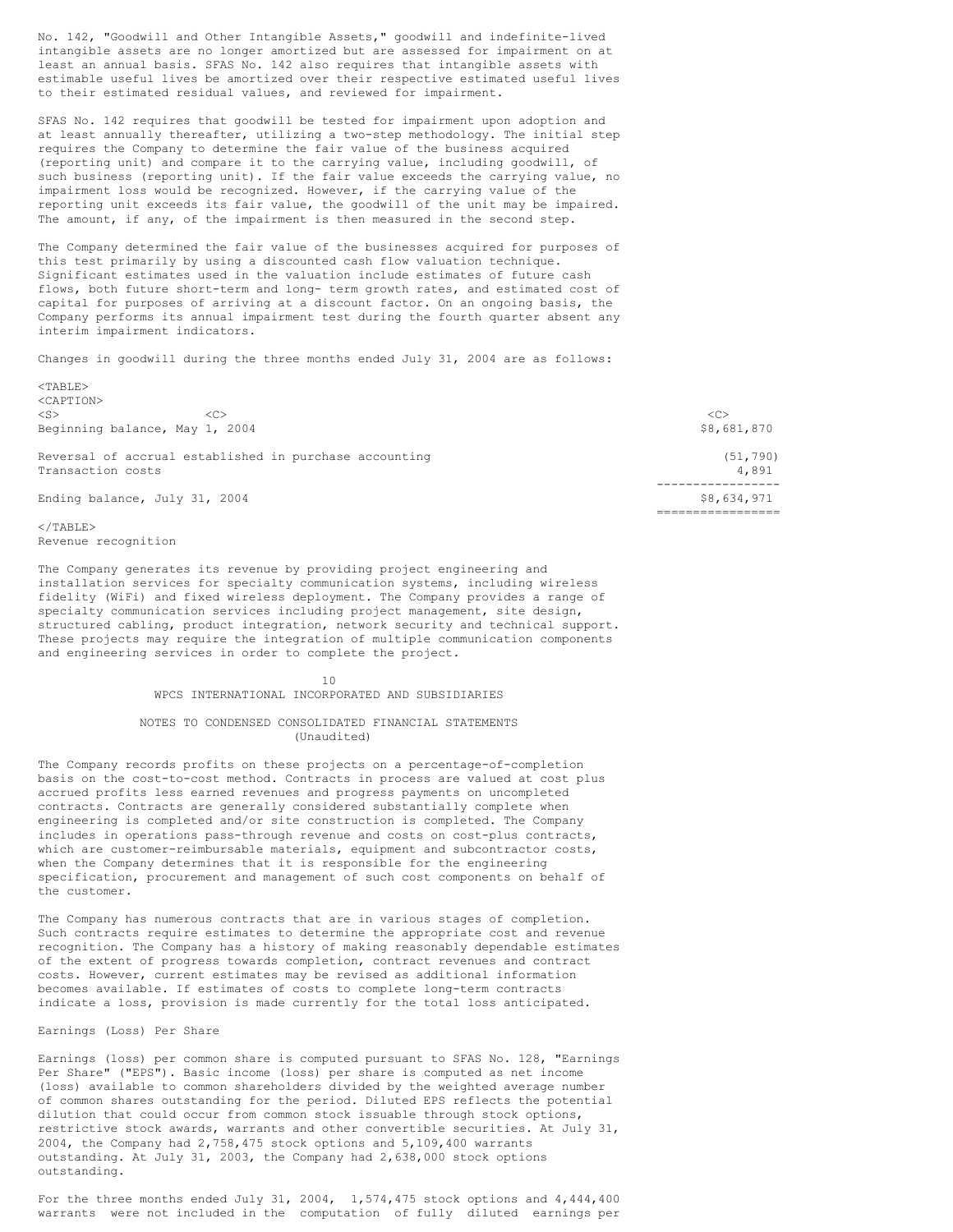No. 142, "Goodwill and Other Intangible Assets," goodwill and indefinite-lived intangible assets are no longer amortized but are assessed for impairment on at least an annual basis. SFAS No. 142 also requires that intangible assets with estimable useful lives be amortized over their respective estimated useful lives to their estimated residual values, and reviewed for impairment.

SFAS No. 142 requires that goodwill be tested for impairment upon adoption and at least annually thereafter, utilizing a two-step methodology. The initial step requires the Company to determine the fair value of the business acquired (reporting unit) and compare it to the carrying value, including goodwill, of such business (reporting unit). If the fair value exceeds the carrying value, no impairment loss would be recognized. However, if the carrying value of the reporting unit exceeds its fair value, the goodwill of the unit may be impaired. The amount, if any, of the impairment is then measured in the second step.

The Company determined the fair value of the businesses acquired for purposes of this test primarily by using a discounted cash flow valuation technique. Significant estimates used in the valuation include estimates of future cash flows, both future short-term and long- term growth rates, and estimated cost of capital for purposes of arriving at a discount factor. On an ongoing basis, the Company performs its annual impairment test during the fourth quarter absent any interim impairment indicators.

Changes in goodwill during the three months ended July 31, 2004 are as follows:

| | |
|---|---|
| Beginning balance, May 1, 2004 | $8,681,870 |
| Reversal of accrual established in purchase accounting | (51,790) |
| Transaction costs | 4,891 |
| Ending balance, July 31, 2004 | $8,634,971 |

Revenue recognition

The Company generates its revenue by providing project engineering and installation services for specialty communication systems, including wireless fidelity (WiFi) and fixed wireless deployment. The Company provides a range of specialty communication services including project management, site design, structured cabling, product integration, network security and technical support. These projects may require the integration of multiple communication components and engineering services in order to complete the project.

WPCS INTERNATIONAL INCORPORATED AND SUBSIDIARIES

NOTES TO CONDENSED CONSOLIDATED FINANCIAL STATEMENTS
(Unaudited)

The Company records profits on these projects on a percentage-of-completion basis on the cost-to-cost method. Contracts in process are valued at cost plus accrued profits less earned revenues and progress payments on uncompleted contracts. Contracts are generally considered substantially complete when engineering is completed and/or site construction is completed. The Company includes in operations pass-through revenue and costs on cost-plus contracts, which are customer-reimbursable materials, equipment and subcontractor costs, when the Company determines that it is responsible for the engineering specification, procurement and management of such cost components on behalf of the customer.

The Company has numerous contracts that are in various stages of completion. Such contracts require estimates to determine the appropriate cost and revenue recognition. The Company has a history of making reasonably dependable estimates of the extent of progress towards completion, contract revenues and contract costs. However, current estimates may be revised as additional information becomes available. If estimates of costs to complete long-term contracts indicate a loss, provision is made currently for the total loss anticipated.

Earnings (Loss) Per Share

Earnings (loss) per common share is computed pursuant to SFAS No. 128, "Earnings Per Share" ("EPS"). Basic income (loss) per share is computed as net income (loss) available to common shareholders divided by the weighted average number of common shares outstanding for the period. Diluted EPS reflects the potential dilution that could occur from common stock issuable through stock options, restrictive stock awards, warrants and other convertible securities. At July 31, 2004, the Company had 2,758,475 stock options and 5,109,400 warrants outstanding. At July 31, 2003, the Company had 2,638,000 stock options outstanding.

For the three months ended July 31, 2004, 1,574,475 stock options and 4,444,400 warrants were not included in the computation of fully diluted earnings per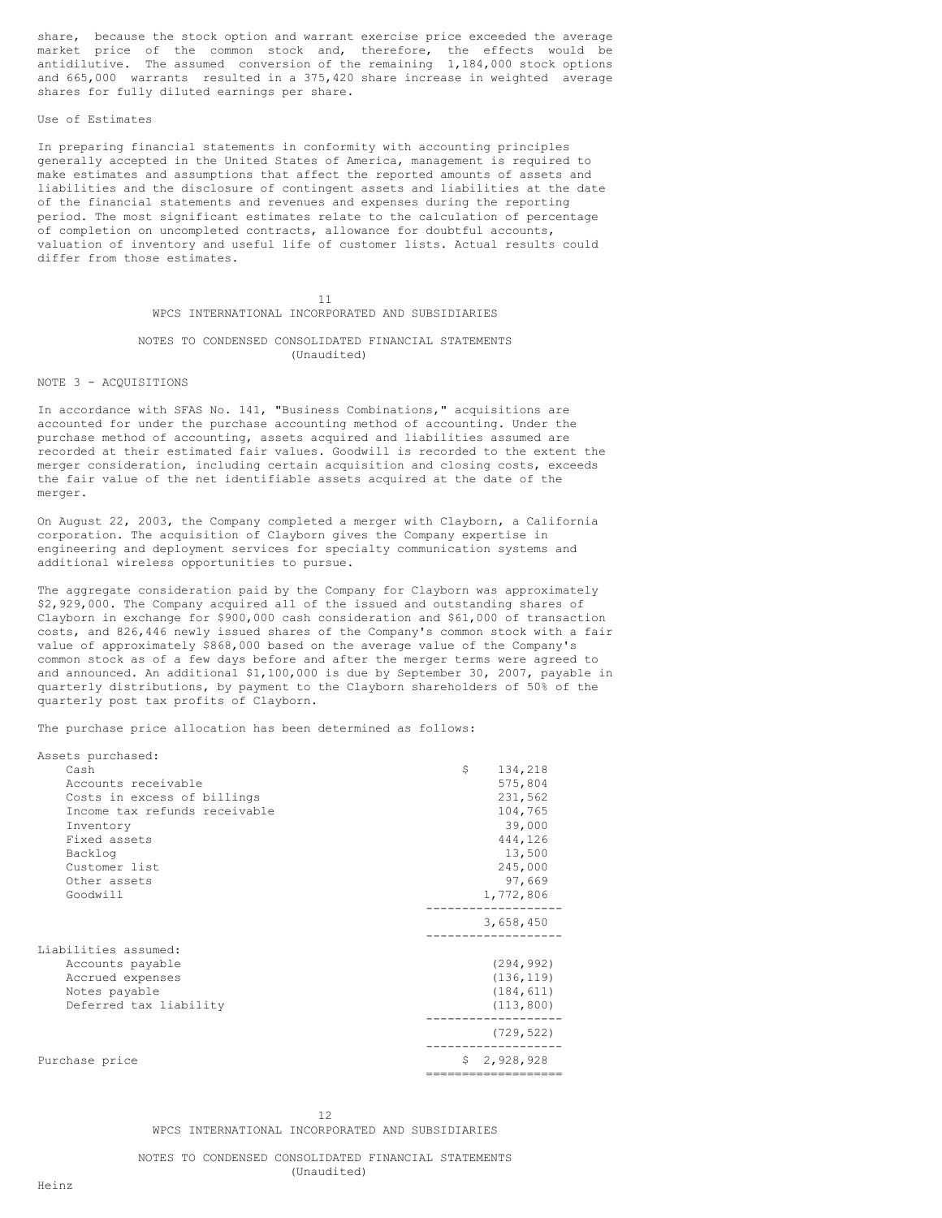share, because the stock option and warrant exercise price exceeded the average market price of the common stock and, therefore, the effects would be antidilutive. The assumed conversion of the remaining 1,184,000 stock options and 665,000 warrants resulted in a 375,420 share increase in weighted average shares for fully diluted earnings per share.

Use of Estimates

In preparing financial statements in conformity with accounting principles generally accepted in the United States of America, management is required to make estimates and assumptions that affect the reported amounts of assets and liabilities and the disclosure of contingent assets and liabilities at the date of the financial statements and revenues and expenses during the reporting period. The most significant estimates relate to the calculation of percentage of completion on uncompleted contracts, allowance for doubtful accounts, valuation of inventory and useful life of customer lists. Actual results could differ from those estimates.

WPCS INTERNATIONAL INCORPORATED AND SUBSIDIARIES

NOTES TO CONDENSED CONSOLIDATED FINANCIAL STATEMENTS
(Unaudited)

NOTE 3 - ACQUISITIONS

In accordance with SFAS No. 141, "Business Combinations," acquisitions are accounted for under the purchase accounting method of accounting. Under the purchase method of accounting, assets acquired and liabilities assumed are recorded at their estimated fair values. Goodwill is recorded to the extent the merger consideration, including certain acquisition and closing costs, exceeds the fair value of the net identifiable assets acquired at the date of the merger.

On August 22, 2003, the Company completed a merger with Clayborn, a California corporation. The acquisition of Clayborn gives the Company expertise in engineering and deployment services for specialty communication systems and additional wireless opportunities to pursue.

The aggregate consideration paid by the Company for Clayborn was approximately $2,929,000. The Company acquired all of the issued and outstanding shares of Clayborn in exchange for $900,000 cash consideration and $61,000 of transaction costs, and 826,446 newly issued shares of the Company's common stock with a fair value of approximately $868,000 based on the average value of the Company's common stock as of a few days before and after the merger terms were agreed to and announced. An additional $1,100,000 is due by September 30, 2007, payable in quarterly distributions, by payment to the Clayborn shareholders of 50% of the quarterly post tax profits of Clayborn.

The purchase price allocation has been determined as follows:

| | |
|---|---|
| Assets purchased: | |
| Cash | $ 134,218 |
| Accounts receivable | 575,804 |
| Costs in excess of billings | 231,562 |
| Income tax refunds receivable | 104,765 |
| Inventory | 39,000 |
| Fixed assets | 444,126 |
| Backlog | 13,500 |
| Customer list | 245,000 |
| Other assets | 97,669 |
| Goodwill | 1,772,806 |
| | 3,658,450 |
| Liabilities assumed: | |
| Accounts payable | (294,992) |
| Accrued expenses | (136,119) |
| Notes payable | (184,611) |
| Deferred tax liability | (113,800) |
| | (729,522) |
| Purchase price | $ 2,928,928 |

WPCS INTERNATIONAL INCORPORATED AND SUBSIDIARIES

NOTES TO CONDENSED CONSOLIDATED FINANCIAL STATEMENTS
(Unaudited)

Heinz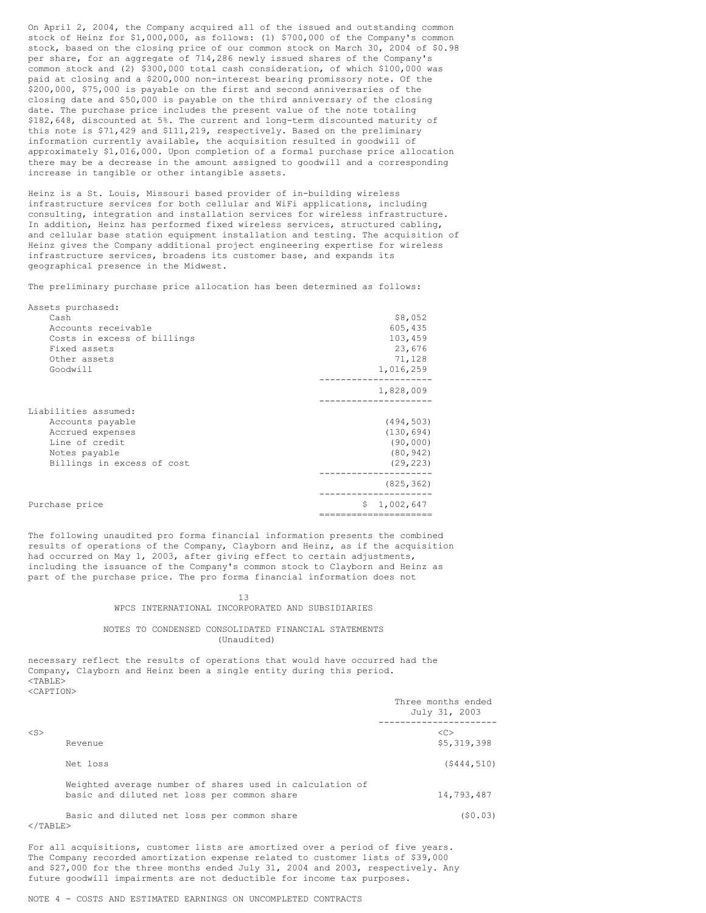On April 2, 2004, the Company acquired all of the issued and outstanding common stock of Heinz for $1,000,000, as follows: (1) $700,000 of the Company's common stock, based on the closing price of our common stock on March 30, 2004 of $0.98 per share, for an aggregate of 714,286 newly issued shares of the Company's common stock and (2) $300,000 total cash consideration, of which $100,000 was paid at closing and a $200,000 non-interest bearing promissory note. Of the $200,000, $75,000 is payable on the first and second anniversaries of the closing date and $50,000 is payable on the third anniversary of the closing date. The purchase price includes the present value of the note totaling $182,648, discounted at 5%. The current and long-term discounted maturity of this note is $71,429 and $111,219, respectively. Based on the preliminary information currently available, the acquisition resulted in goodwill of approximately $1,016,000. Upon completion of a formal purchase price allocation there may be a decrease in the amount assigned to goodwill and a corresponding increase in tangible or other intangible assets.

Heinz is a St. Louis, Missouri based provider of in-building wireless infrastructure services for both cellular and WiFi applications, including consulting, integration and installation services for wireless infrastructure. In addition, Heinz has performed fixed wireless services, structured cabling, and cellular base station equipment installation and testing. The acquisition of Heinz gives the Company additional project engineering expertise for wireless infrastructure services, broadens its customer base, and expands its geographical presence in the Midwest.

The preliminary purchase price allocation has been determined as follows:

| | |
|---|---|
| Assets purchased: | |
| Cash | $8,052 |
| Accounts receivable | 605,435 |
| Costs in excess of billings | 103,459 |
| Fixed assets | 23,676 |
| Other assets | 71,128 |
| Goodwill | 1,016,259 |
| | 1,828,009 |
| Liabilities assumed: | |
| Accounts payable | (494,503) |
| Accrued expenses | (130,694) |
| Line of credit | (90,000) |
| Notes payable | (80,942) |
| Billings in excess of cost | (29,223) |
| | (825,362) |
| Purchase price | $ 1,002,647 |

The following unaudited pro forma financial information presents the combined results of operations of the Company, Clayborn and Heinz, as if the acquisition had occurred on May 1, 2003, after giving effect to certain adjustments, including the issuance of the Company's common stock to Clayborn and Heinz as part of the purchase price. The pro forma financial information does not necessary reflect the results of operations that would have occurred had the Company, Clayborn and Heinz been a single entity during this period.

| | Three months ended July 31, 2003 |
|---|---|
| Revenue | $5,319,398 |
| Net loss | ($444,510) |
| Weighted average number of shares used in calculation of basic and diluted net loss per common share | 14,793,487 |
| Basic and diluted net loss per common share | ($0.03) |

For all acquisitions, customer lists are amortized over a period of five years. The Company recorded amortization expense related to customer lists of $39,000 and $27,000 for the three months ended July 31, 2004 and 2003, respectively. Any future goodwill impairments are not deductible for income tax purposes.

NOTE 4 - COSTS AND ESTIMATED EARNINGS ON UNCOMPLETED CONTRACTS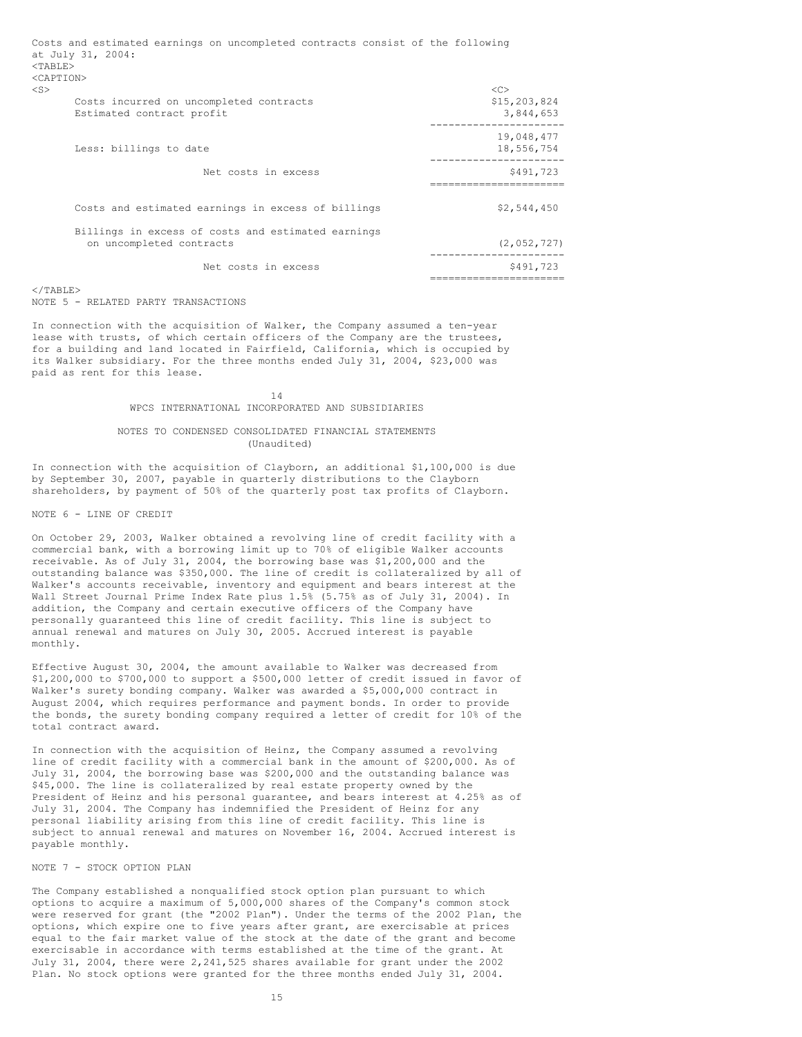Costs and estimated earnings on uncompleted contracts consist of the following at July 31, 2004:

| | |
|---|---|
| Costs incurred on uncompleted contracts | $15,203,824 |
| Estimated contract profit | 3,844,653 |
| | 19,048,477 |
| Less: billings to date | 18,556,754 |
| Net costs in excess | $491,723 |
| Costs and estimated earnings in excess of billings | $2,544,450 |
| Billings in excess of costs and estimated earnings on uncompleted contracts | (2,052,727) |
| Net costs in excess | $491,723 |

NOTE 5 - RELATED PARTY TRANSACTIONS

In connection with the acquisition of Walker, the Company assumed a ten-year lease with trusts, of which certain officers of the Company are the trustees, for a building and land located in Fairfield, California, which is occupied by its Walker subsidiary. For the three months ended July 31, 2004, $23,000 was paid as rent for this lease.

WPCS INTERNATIONAL INCORPORATED AND SUBSIDIARIES

NOTES TO CONDENSED CONSOLIDATED FINANCIAL STATEMENTS (Unaudited)

In connection with the acquisition of Clayborn, an additional $1,100,000 is due by September 30, 2007, payable in quarterly distributions to the Clayborn shareholders, by payment of 50% of the quarterly post tax profits of Clayborn.

NOTE 6 - LINE OF CREDIT

On October 29, 2003, Walker obtained a revolving line of credit facility with a commercial bank, with a borrowing limit up to 70% of eligible Walker accounts receivable. As of July 31, 2004, the borrowing base was $1,200,000 and the outstanding balance was $350,000. The line of credit is collateralized by all of Walker's accounts receivable, inventory and equipment and bears interest at the Wall Street Journal Prime Index Rate plus 1.5% (5.75% as of July 31, 2004). In addition, the Company and certain executive officers of the Company have personally guaranteed this line of credit facility. This line is subject to annual renewal and matures on July 30, 2005. Accrued interest is payable monthly.

Effective August 30, 2004, the amount available to Walker was decreased from $1,200,000 to $700,000 to support a $500,000 letter of credit issued in favor of Walker's surety bonding company. Walker was awarded a $5,000,000 contract in August 2004, which requires performance and payment bonds. In order to provide the bonds, the surety bonding company required a letter of credit for 10% of the total contract award.

In connection with the acquisition of Heinz, the Company assumed a revolving line of credit facility with a commercial bank in the amount of $200,000. As of July 31, 2004, the borrowing base was $200,000 and the outstanding balance was $45,000. The line is collateralized by real estate property owned by the President of Heinz and his personal guarantee, and bears interest at 4.25% as of July 31, 2004. The Company has indemnified the President of Heinz for any personal liability arising from this line of credit facility. This line is subject to annual renewal and matures on November 16, 2004. Accrued interest is payable monthly.

NOTE 7 - STOCK OPTION PLAN

The Company established a nonqualified stock option plan pursuant to which options to acquire a maximum of 5,000,000 shares of the Company's common stock were reserved for grant (the "2002 Plan"). Under the terms of the 2002 Plan, the options, which expire one to five years after grant, are exercisable at prices equal to the fair market value of the stock at the date of the grant and become exercisable in accordance with terms established at the time of the grant. At July 31, 2004, there were 2,241,525 shares available for grant under the 2002 Plan. No stock options were granted for the three months ended July 31, 2004.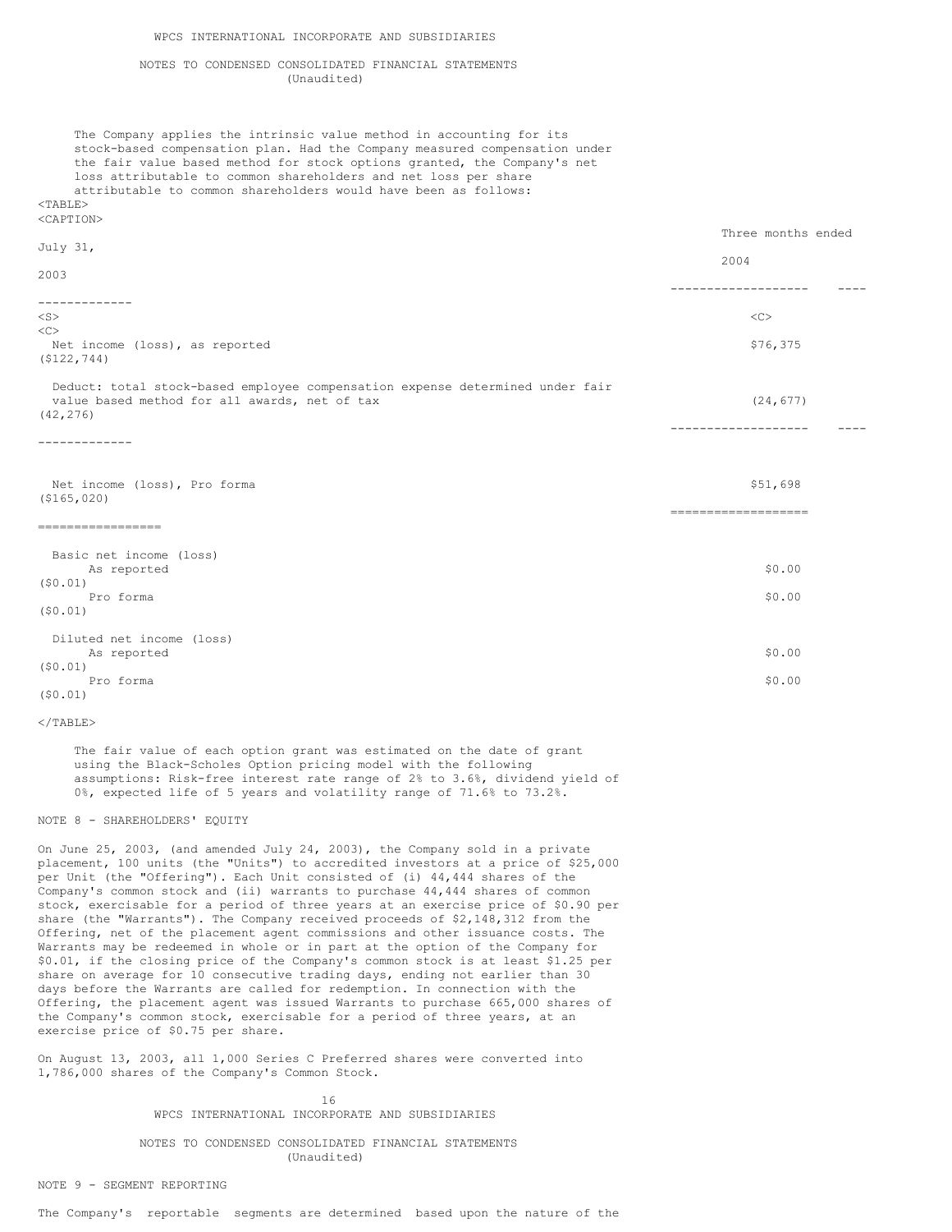The Company applies the intrinsic value method in accounting for its stock-based compensation plan. Had the Company measured compensation under the fair value based method for stock options granted, the Company's net loss attributable to common shareholders and net loss per share attributable to common shareholders would have been as follows:

| | Three months ended July 31, | |
|---|---|---|
| | 2004 | 2003 |
| Net income (loss), as reported | $76,375 | ($122,744) |
| Deduct: total stock-based employee compensation expense determined under fair value based method for all awards, net of tax | (24,677) | (42,276) |
| Net income (loss), Pro forma | $51,698 | ($165,020) |
| Basic net income (loss) | | |
| As reported | $0.00 | ($0.01) |
| Pro forma | $0.00 | ($0.01) |
| Diluted net income (loss) | | |
| As reported | $0.00 | ($0.01) |
| Pro forma | $0.00 | ($0.01) |

The fair value of each option grant was estimated on the date of grant using the Black-Scholes Option pricing model with the following assumptions: Risk-free interest rate range of 2% to 3.6%, dividend yield of 0%, expected life of 5 years and volatility range of 71.6% to 73.2%.

## NOTE 8 - SHAREHOLDERS' EQUITY

On June 25, 2003, (and amended July 24, 2003), the Company sold in a private placement, 100 units (the "Units") to accredited investors at a price of $25,000 per Unit (the "Offering"). Each Unit consisted of (i) 44,444 shares of the Company's common stock and (ii) warrants to purchase 44,444 shares of common stock, exercisable for a period of three years at an exercise price of $0.90 per share (the "Warrants"). The Company received proceeds of $2,148,312 from the Offering, net of the placement agent commissions and other issuance costs. The Warrants may be redeemed in whole or in part at the option of the Company for $0.01, if the closing price of the Company's common stock is at least $1.25 per share on average for 10 consecutive trading days, ending not earlier than 30 days before the Warrants are called for redemption. In connection with the Offering, the placement agent was issued Warrants to purchase 665,000 shares of the Company's common stock, exercisable for a period of three years, at an exercise price of $0.75 per share.

On August 13, 2003, all 1,000 Series C Preferred shares were converted into 1,786,000 shares of the Company's Common Stock.

## NOTE 9 - SEGMENT REPORTING

The Company's reportable segments are determined based upon the nature of the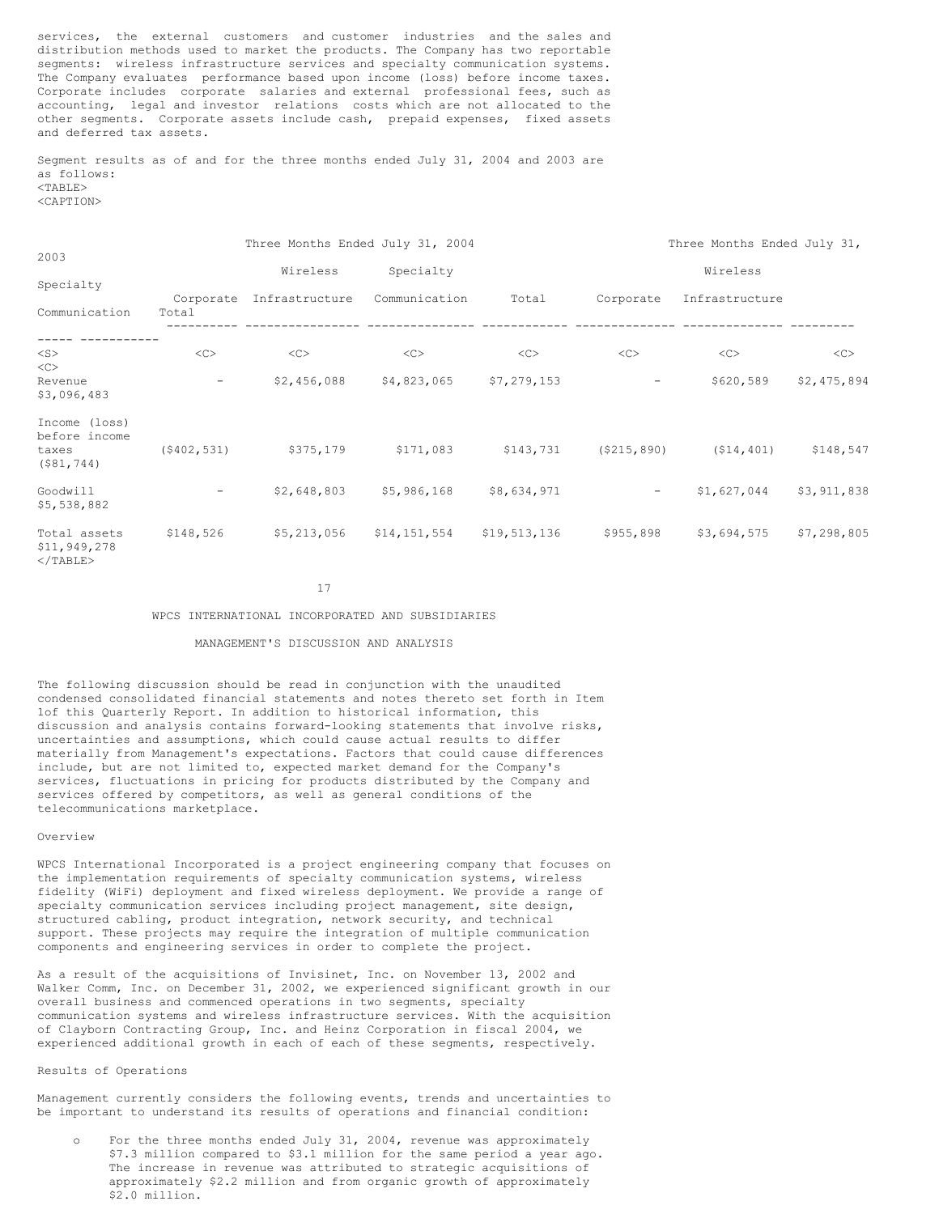services, the external customers and customer industries and the sales and distribution methods used to market the products. The Company has two reportable segments: wireless infrastructure services and specialty communication systems. The Company evaluates performance based upon income (loss) before income taxes. Corporate includes corporate salaries and external professional fees, such as accounting, legal and investor relations costs which are not allocated to the other segments. Corporate assets include cash, prepaid expenses, fixed assets and deferred tax assets.

Segment results as of and for the three months ended July 31, 2004 and 2003 are as follows:

| | Three Months Ended July 31, 2004 | | | | Three Months Ended July 31, 2003 | | | |
|---|---|---|---|---|---|---|---|---|
| | Corporate | Wireless Infrastructure | Specialty Communication | Total | Corporate | Wireless Infrastructure | Specialty Communication | Total |
| Revenue | - | $2,456,088 | $4,823,065 | $7,279,153 | - | $620,589 | $2,475,894 | $3,096,483 |
| Income (loss) before income taxes | ($402,531) | $375,179 | $171,083 | $143,731 | ($215,890) | ($14,401) | $148,547 | ($81,744) |
| Goodwill | - | $2,648,803 | $5,986,168 | $8,634,971 | - | $1,627,044 | $3,911,838 | $5,538,882 |
| Total assets | $148,526 | $5,213,056 | $14,151,554 | $19,513,136 | $955,898 | $3,694,575 | $7,298,805 | $11,949,278 |

WPCS INTERNATIONAL INCORPORATED AND SUBSIDIARIES

MANAGEMENT'S DISCUSSION AND ANALYSIS

The following discussion should be read in conjunction with the unaudited condensed consolidated financial statements and notes thereto set forth in Item 1of this Quarterly Report. In addition to historical information, this discussion and analysis contains forward-looking statements that involve risks, uncertainties and assumptions, which could cause actual results to differ materially from Management's expectations. Factors that could cause differences include, but are not limited to, expected market demand for the Company's services, fluctuations in pricing for products distributed by the Company and services offered by competitors, as well as general conditions of the telecommunications marketplace.

Overview

WPCS International Incorporated is a project engineering company that focuses on the implementation requirements of specialty communication systems, wireless fidelity (WiFi) deployment and fixed wireless deployment. We provide a range of specialty communication services including project management, site design, structured cabling, product integration, network security, and technical support. These projects may require the integration of multiple communication components and engineering services in order to complete the project.

As a result of the acquisitions of Invisinet, Inc. on November 13, 2002 and Walker Comm, Inc. on December 31, 2002, we experienced significant growth in our overall business and commenced operations in two segments, specialty communication systems and wireless infrastructure services. With the acquisition of Clayborn Contracting Group, Inc. and Heinz Corporation in fiscal 2004, we experienced additional growth in each of each of these segments, respectively.

Results of Operations

Management currently considers the following events, trends and uncertainties to be important to understand its results of operations and financial condition:

- For the three months ended July 31, 2004, revenue was approximately $7.3 million compared to $3.1 million for the same period a year ago. The increase in revenue was attributed to strategic acquisitions of approximately $2.2 million and from organic growth of approximately $2.0 million.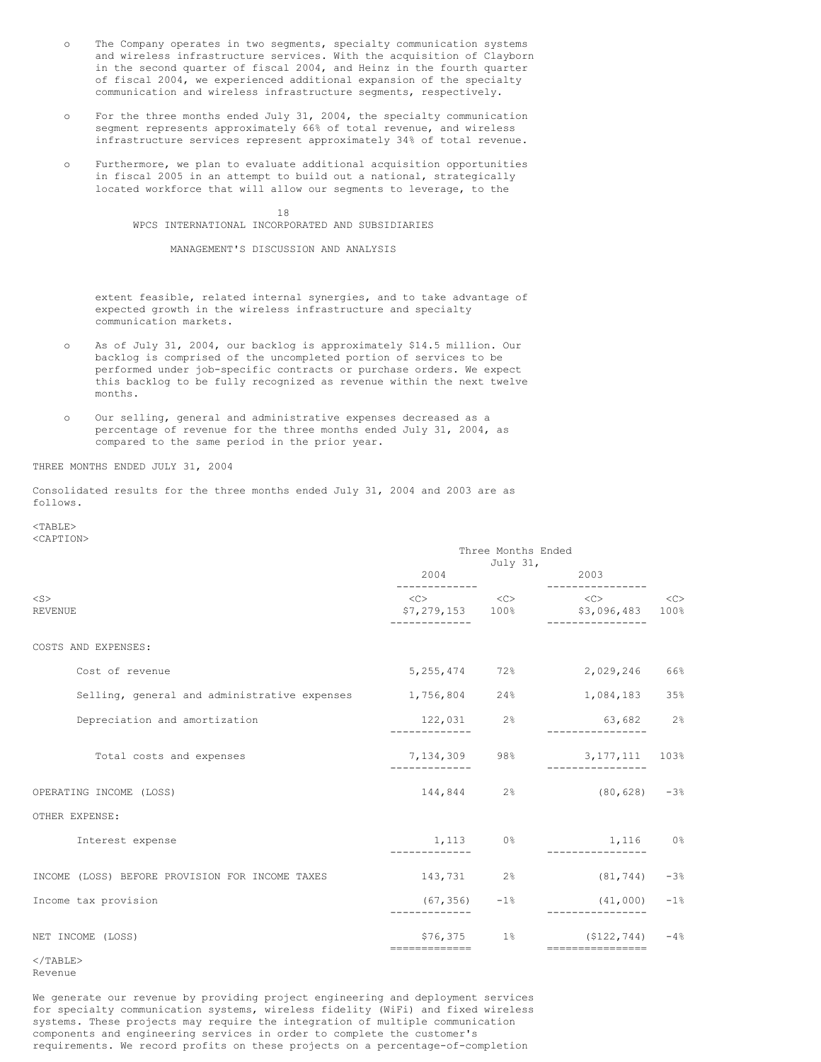- The Company operates in two segments, specialty communication systems and wireless infrastructure services. With the acquisition of Clayborn in the second quarter of fiscal 2004, and Heinz in the fourth quarter of fiscal 2004, we experienced additional expansion of the specialty communication and wireless infrastructure segments, respectively.

- For the three months ended July 31, 2004, the specialty communication segment represents approximately 66% of total revenue, and wireless infrastructure services represent approximately 34% of total revenue.

- Furthermore, we plan to evaluate additional acquisition opportunities in fiscal 2005 in an attempt to build out a national, strategically located workforce that will allow our segments to leverage, to the extent feasible, related internal synergies, and to take advantage of expected growth in the wireless infrastructure and specialty communication markets.

- As of July 31, 2004, our backlog is approximately $14.5 million. Our backlog is comprised of the uncompleted portion of services to be performed under job-specific contracts or purchase orders. We expect this backlog to be fully recognized as revenue within the next twelve months.

- Our selling, general and administrative expenses decreased as a percentage of revenue for the three months ended July 31, 2004, as compared to the same period in the prior year.

THREE MONTHS ENDED JULY 31, 2004

Consolidated results for the three months ended July 31, 2004 and 2003 are as follows.

| | Three Months Ended July 31, | | | |
|---|---|---|---|---|
| | 2004 | | 2003 | |
| REVENUE | $7,279,153 | 100% | $3,096,483 | 100% |
| COSTS AND EXPENSES: | | | | |
| Cost of revenue | 5,255,474 | 72% | 2,029,246 | 66% |
| Selling, general and administrative expenses | 1,756,804 | 24% | 1,084,183 | 35% |
| Depreciation and amortization | 122,031 | 2% | 63,682 | 2% |
| Total costs and expenses | 7,134,309 | 98% | 3,177,111 | 103% |
| OPERATING INCOME (LOSS) | 144,844 | 2% | (80,628) | -3% |
| OTHER EXPENSE: | | | | |
| Interest expense | 1,113 | 0% | 1,116 | 0% |
| INCOME (LOSS) BEFORE PROVISION FOR INCOME TAXES | 143,731 | 2% | (81,744) | -3% |
| Income tax provision | (67,356) | -1% | (41,000) | -1% |
| NET INCOME (LOSS) | $76,375 | 1% | ($122,744) | -4% |

Revenue

We generate our revenue by providing project engineering and deployment services for specialty communication systems, wireless fidelity (WiFi) and fixed wireless systems. These projects may require the integration of multiple communication components and engineering services in order to complete the customer's requirements. We record profits on these projects on a percentage-of-completion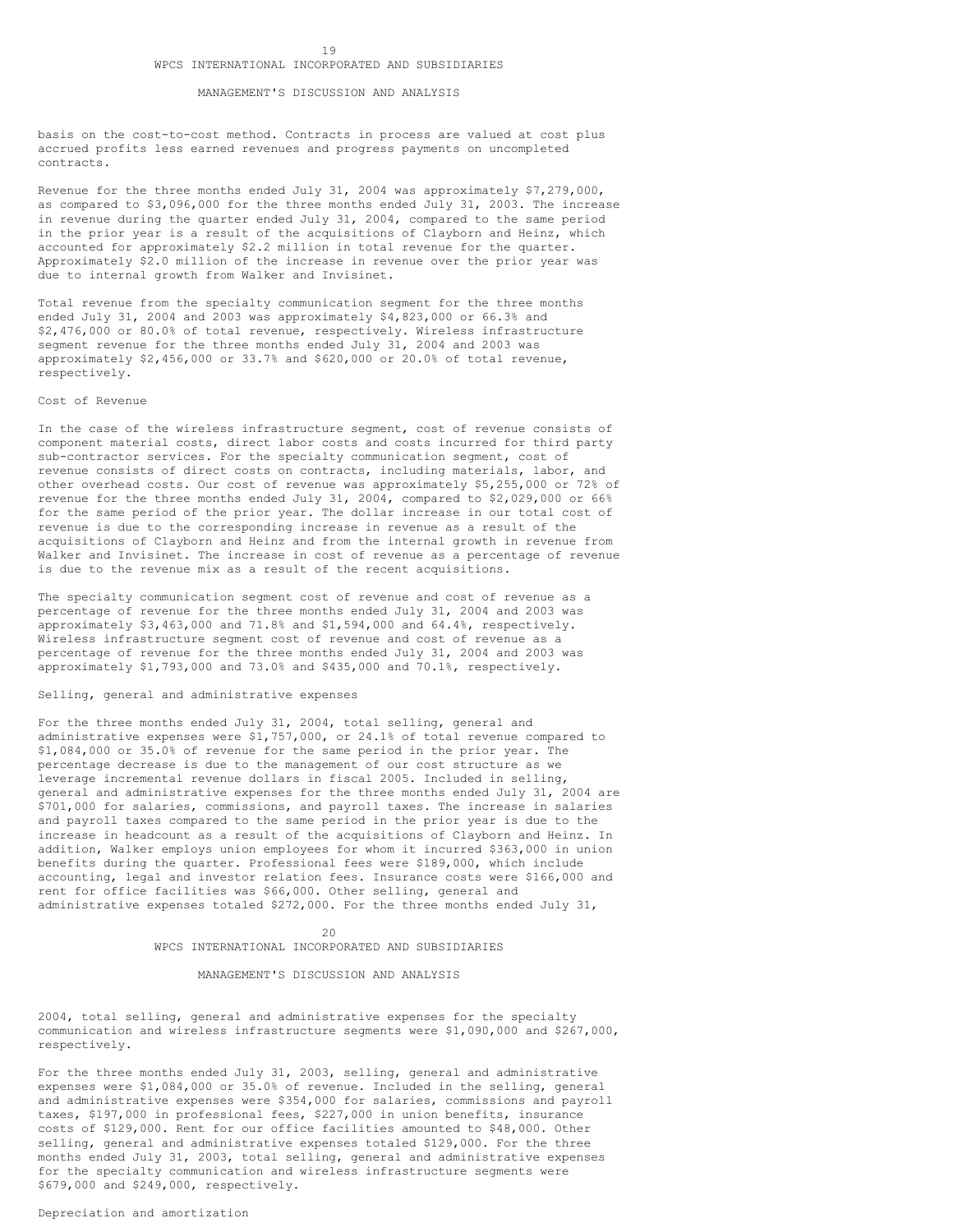basis on the cost-to-cost method. Contracts in process are valued at cost plus accrued profits less earned revenues and progress payments on uncompleted contracts.

Revenue for the three months ended July 31, 2004 was approximately $7,279,000, as compared to $3,096,000 for the three months ended July 31, 2003. The increase in revenue during the quarter ended July 31, 2004, compared to the same period in the prior year is a result of the acquisitions of Clayborn and Heinz, which accounted for approximately $2.2 million in total revenue for the quarter. Approximately $2.0 million of the increase in revenue over the prior year was due to internal growth from Walker and Invisinet.

Total revenue from the specialty communication segment for the three months ended July 31, 2004 and 2003 was approximately $4,823,000 or 66.3% and $2,476,000 or 80.0% of total revenue, respectively. Wireless infrastructure segment revenue for the three months ended July 31, 2004 and 2003 was approximately $2,456,000 or 33.7% and $620,000 or 20.0% of total revenue, respectively.

Cost of Revenue

In the case of the wireless infrastructure segment, cost of revenue consists of component material costs, direct labor costs and costs incurred for third party sub-contractor services. For the specialty communication segment, cost of revenue consists of direct costs on contracts, including materials, labor, and other overhead costs. Our cost of revenue was approximately $5,255,000 or 72% of revenue for the three months ended July 31, 2004, compared to $2,029,000 or 66% for the same period of the prior year. The dollar increase in our total cost of revenue is due to the corresponding increase in revenue as a result of the acquisitions of Clayborn and Heinz and from the internal growth in revenue from Walker and Invisinet. The increase in cost of revenue as a percentage of revenue is due to the revenue mix as a result of the recent acquisitions.

The specialty communication segment cost of revenue and cost of revenue as a percentage of revenue for the three months ended July 31, 2004 and 2003 was approximately $3,463,000 and 71.8% and $1,594,000 and 64.4%, respectively. Wireless infrastructure segment cost of revenue and cost of revenue as a percentage of revenue for the three months ended July 31, 2004 and 2003 was approximately $1,793,000 and 73.0% and $435,000 and 70.1%, respectively.

Selling, general and administrative expenses

For the three months ended July 31, 2004, total selling, general and administrative expenses were $1,757,000, or 24.1% of total revenue compared to $1,084,000 or 35.0% of revenue for the same period in the prior year. The percentage decrease is due to the management of our cost structure as we leverage incremental revenue dollars in fiscal 2005. Included in selling, general and administrative expenses for the three months ended July 31, 2004 are $701,000 for salaries, commissions, and payroll taxes. The increase in salaries and payroll taxes compared to the same period in the prior year is due to the increase in headcount as a result of the acquisitions of Clayborn and Heinz. In addition, Walker employs union employees for whom it incurred $363,000 in union benefits during the quarter. Professional fees were $189,000, which include accounting, legal and investor relation fees. Insurance costs were $166,000 and rent for office facilities was $66,000. Other selling, general and administrative expenses totaled $272,000. For the three months ended July 31, 2004, total selling, general and administrative expenses for the specialty communication and wireless infrastructure segments were $1,090,000 and $267,000, respectively.

For the three months ended July 31, 2003, selling, general and administrative expenses were $1,084,000 or 35.0% of revenue. Included in the selling, general and administrative expenses were $354,000 for salaries, commissions and payroll taxes, $197,000 in professional fees, $227,000 in union benefits, insurance costs of $129,000. Rent for our office facilities amounted to $48,000. Other selling, general and administrative expenses totaled $129,000. For the three months ended July 31, 2003, total selling, general and administrative expenses for the specialty communication and wireless infrastructure segments were $679,000 and $249,000, respectively.

Depreciation and amortization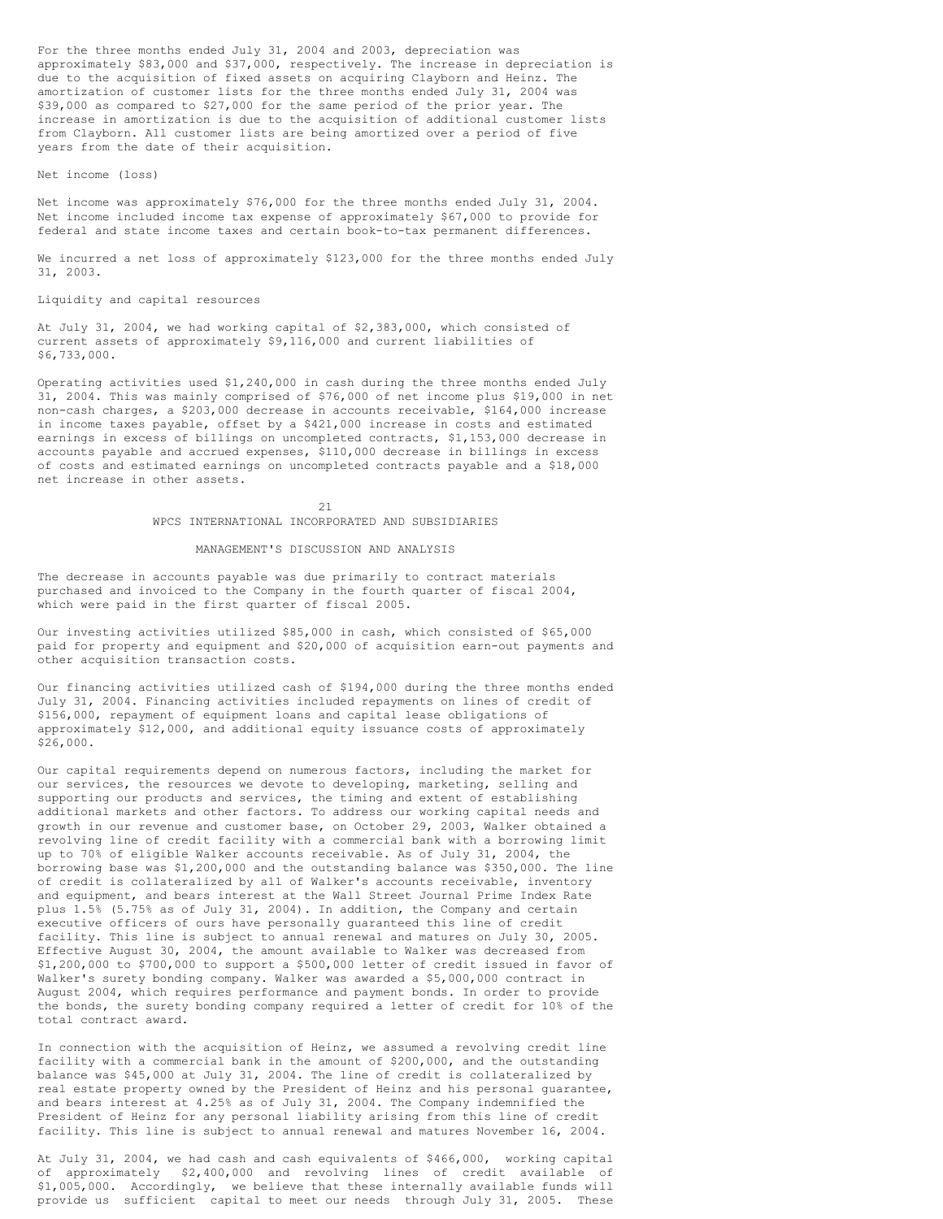For the three months ended July 31, 2004 and 2003, depreciation was approximately $83,000 and $37,000, respectively. The increase in depreciation is due to the acquisition of fixed assets on acquiring Clayborn and Heinz. The amortization of customer lists for the three months ended July 31, 2004 was $39,000 as compared to $27,000 for the same period of the prior year. The increase in amortization is due to the acquisition of additional customer lists from Clayborn. All customer lists are being amortized over a period of five years from the date of their acquisition.

Net income (loss)

Net income was approximately $76,000 for the three months ended July 31, 2004. Net income included income tax expense of approximately $67,000 to provide for federal and state income taxes and certain book-to-tax permanent differences.

We incurred a net loss of approximately $123,000 for the three months ended July 31, 2003.

Liquidity and capital resources

At July 31, 2004, we had working capital of $2,383,000, which consisted of current assets of approximately $9,116,000 and current liabilities of $6,733,000.

Operating activities used $1,240,000 in cash during the three months ended July 31, 2004. This was mainly comprised of $76,000 of net income plus $19,000 in net non-cash charges, a $203,000 decrease in accounts receivable, $164,000 increase in income taxes payable, offset by a $421,000 increase in costs and estimated earnings in excess of billings on uncompleted contracts, $1,153,000 decrease in accounts payable and accrued expenses, $110,000 decrease in billings in excess of costs and estimated earnings on uncompleted contracts payable and a $18,000 net increase in other assets.

WPCS INTERNATIONAL INCORPORATED AND SUBSIDIARIES

MANAGEMENT'S DISCUSSION AND ANALYSIS

The decrease in accounts payable was due primarily to contract materials purchased and invoiced to the Company in the fourth quarter of fiscal 2004, which were paid in the first quarter of fiscal 2005.

Our investing activities utilized $85,000 in cash, which consisted of $65,000 paid for property and equipment and $20,000 of acquisition earn-out payments and other acquisition transaction costs.

Our financing activities utilized cash of $194,000 during the three months ended July 31, 2004. Financing activities included repayments on lines of credit of $156,000, repayment of equipment loans and capital lease obligations of approximately $12,000, and additional equity issuance costs of approximately $26,000.

Our capital requirements depend on numerous factors, including the market for our services, the resources we devote to developing, marketing, selling and supporting our products and services, the timing and extent of establishing additional markets and other factors. To address our working capital needs and growth in our revenue and customer base, on October 29, 2003, Walker obtained a revolving line of credit facility with a commercial bank with a borrowing limit up to 70% of eligible Walker accounts receivable. As of July 31, 2004, the borrowing base was $1,200,000 and the outstanding balance was $350,000. The line of credit is collateralized by all of Walker's accounts receivable, inventory and equipment, and bears interest at the Wall Street Journal Prime Index Rate plus 1.5% (5.75% as of July 31, 2004). In addition, the Company and certain executive officers of ours have personally guaranteed this line of credit facility. This line is subject to annual renewal and matures on July 30, 2005. Effective August 30, 2004, the amount available to Walker was decreased from $1,200,000 to $700,000 to support a $500,000 letter of credit issued in favor of Walker's surety bonding company. Walker was awarded a $5,000,000 contract in August 2004, which requires performance and payment bonds. In order to provide the bonds, the surety bonding company required a letter of credit for 10% of the total contract award.

In connection with the acquisition of Heinz, we assumed a revolving credit line facility with a commercial bank in the amount of $200,000, and the outstanding balance was $45,000 at July 31, 2004. The line of credit is collateralized by real estate property owned by the President of Heinz and his personal guarantee, and bears interest at 4.25% as of July 31, 2004. The Company indemnified the President of Heinz for any personal liability arising from this line of credit facility. This line is subject to annual renewal and matures November 16, 2004.

At July 31, 2004, we had cash and cash equivalents of $466,000, working capital of approximately $2,400,000 and revolving lines of credit available of $1,005,000. Accordingly, we believe that these internally available funds will provide us sufficient capital to meet our needs through July 31, 2005. These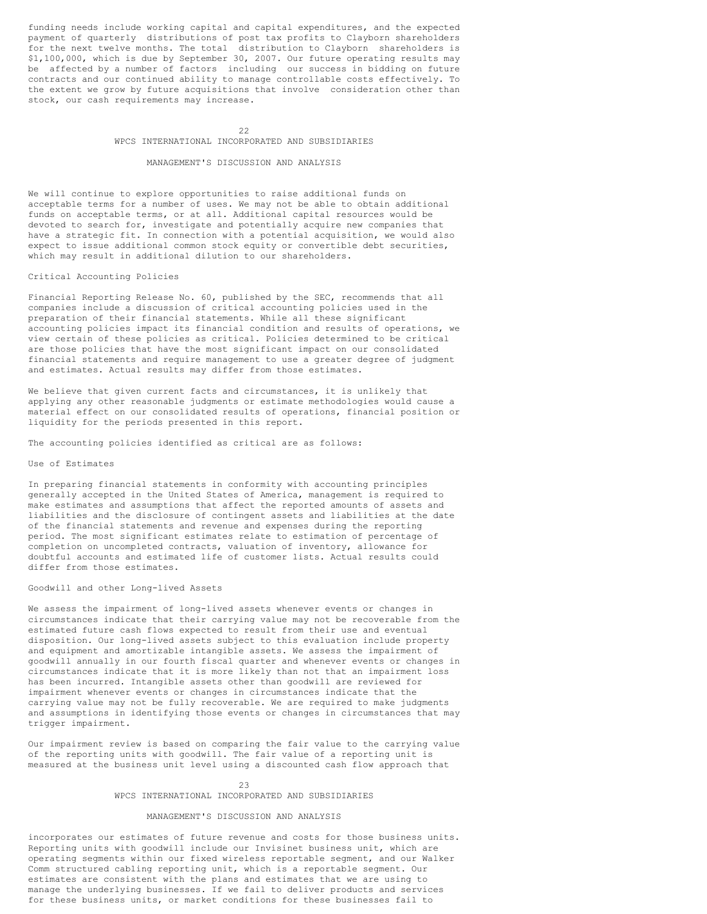funding needs include working capital and capital expenditures, and the expected payment of quarterly distributions of post tax profits to Clayborn shareholders for the next twelve months. The total distribution to Clayborn shareholders is $1,100,000, which is due by September 30, 2007. Our future operating results may be affected by a number of factors including our success in bidding on future contracts and our continued ability to manage controllable costs effectively. To the extent we grow by future acquisitions that involve consideration other than stock, our cash requirements may increase.

We will continue to explore opportunities to raise additional funds on acceptable terms for a number of uses. We may not be able to obtain additional funds on acceptable terms, or at all. Additional capital resources would be devoted to search for, investigate and potentially acquire new companies that have a strategic fit. In connection with a potential acquisition, we would also expect to issue additional common stock equity or convertible debt securities, which may result in additional dilution to our shareholders.

## Critical Accounting Policies

Financial Reporting Release No. 60, published by the SEC, recommends that all companies include a discussion of critical accounting policies used in the preparation of their financial statements. While all these significant accounting policies impact its financial condition and results of operations, we view certain of these policies as critical. Policies determined to be critical are those policies that have the most significant impact on our consolidated financial statements and require management to use a greater degree of judgment and estimates. Actual results may differ from those estimates.

We believe that given current facts and circumstances, it is unlikely that applying any other reasonable judgments or estimate methodologies would cause a material effect on our consolidated results of operations, financial position or liquidity for the periods presented in this report.

The accounting policies identified as critical are as follows:

### Use of Estimates

In preparing financial statements in conformity with accounting principles generally accepted in the United States of America, management is required to make estimates and assumptions that affect the reported amounts of assets and liabilities and the disclosure of contingent assets and liabilities at the date of the financial statements and revenue and expenses during the reporting period. The most significant estimates relate to estimation of percentage of completion on uncompleted contracts, valuation of inventory, allowance for doubtful accounts and estimated life of customer lists. Actual results could differ from those estimates.

### Goodwill and other Long-lived Assets

We assess the impairment of long-lived assets whenever events or changes in circumstances indicate that their carrying value may not be recoverable from the estimated future cash flows expected to result from their use and eventual disposition. Our long-lived assets subject to this evaluation include property and equipment and amortizable intangible assets. We assess the impairment of goodwill annually in our fourth fiscal quarter and whenever events or changes in circumstances indicate that it is more likely than not that an impairment loss has been incurred. Intangible assets other than goodwill are reviewed for impairment whenever events or changes in circumstances indicate that the carrying value may not be fully recoverable. We are required to make judgments and assumptions in identifying those events or changes in circumstances that may trigger impairment.

Our impairment review is based on comparing the fair value to the carrying value of the reporting units with goodwill. The fair value of a reporting unit is measured at the business unit level using a discounted cash flow approach that incorporates our estimates of future revenue and costs for those business units. Reporting units with goodwill include our Invisinet business unit, which are operating segments within our fixed wireless reportable segment, and our Walker Comm structured cabling reporting unit, which is a reportable segment. Our estimates are consistent with the plans and estimates that we are using to manage the underlying businesses. If we fail to deliver products and services for these business units, or market conditions for these businesses fail to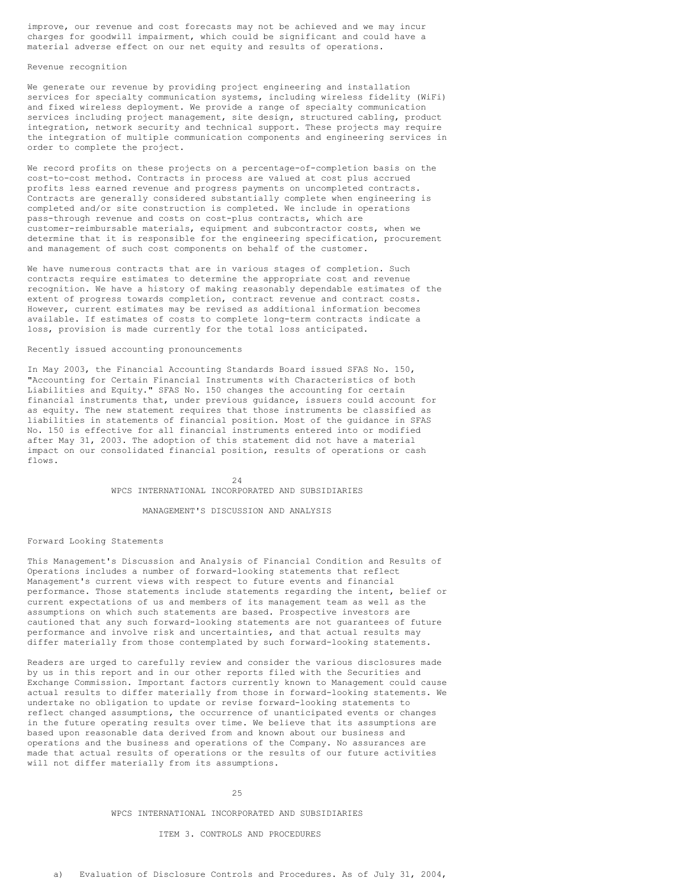improve, our revenue and cost forecasts may not be achieved and we may incur charges for goodwill impairment, which could be significant and could have a material adverse effect on our net equity and results of operations.

Revenue recognition

We generate our revenue by providing project engineering and installation services for specialty communication systems, including wireless fidelity (WiFi) and fixed wireless deployment. We provide a range of specialty communication services including project management, site design, structured cabling, product integration, network security and technical support. These projects may require the integration of multiple communication components and engineering services in order to complete the project.

We record profits on these projects on a percentage-of-completion basis on the cost-to-cost method. Contracts in process are valued at cost plus accrued profits less earned revenue and progress payments on uncompleted contracts. Contracts are generally considered substantially complete when engineering is completed and/or site construction is completed. We include in operations pass-through revenue and costs on cost-plus contracts, which are customer-reimbursable materials, equipment and subcontractor costs, when we determine that it is responsible for the engineering specification, procurement and management of such cost components on behalf of the customer.

We have numerous contracts that are in various stages of completion. Such contracts require estimates to determine the appropriate cost and revenue recognition. We have a history of making reasonably dependable estimates of the extent of progress towards completion, contract revenue and contract costs. However, current estimates may be revised as additional information becomes available. If estimates of costs to complete long-term contracts indicate a loss, provision is made currently for the total loss anticipated.

Recently issued accounting pronouncements

In May 2003, the Financial Accounting Standards Board issued SFAS No. 150, "Accounting for Certain Financial Instruments with Characteristics of both Liabilities and Equity." SFAS No. 150 changes the accounting for certain financial instruments that, under previous guidance, issuers could account for as equity. The new statement requires that those instruments be classified as liabilities in statements of financial position. Most of the guidance in SFAS No. 150 is effective for all financial instruments entered into or modified after May 31, 2003. The adoption of this statement did not have a material impact on our consolidated financial position, results of operations or cash flows.

## MANAGEMENT'S DISCUSSION AND ANALYSIS

Forward Looking Statements

This Management's Discussion and Analysis of Financial Condition and Results of Operations includes a number of forward-looking statements that reflect Management's current views with respect to future events and financial performance. Those statements include statements regarding the intent, belief or current expectations of us and members of its management team as well as the assumptions on which such statements are based. Prospective investors are cautioned that any such forward-looking statements are not guarantees of future performance and involve risk and uncertainties, and that actual results may differ materially from those contemplated by such forward-looking statements.

Readers are urged to carefully review and consider the various disclosures made by us in this report and in our other reports filed with the Securities and Exchange Commission. Important factors currently known to Management could cause actual results to differ materially from those in forward-looking statements. We undertake no obligation to update or revise forward-looking statements to reflect changed assumptions, the occurrence of unanticipated events or changes in the future operating results over time. We believe that its assumptions are based upon reasonable data derived from and known about our business and operations and the business and operations of the Company. No assurances are made that actual results of operations or the results of our future activities will not differ materially from its assumptions.

## ITEM 3. CONTROLS AND PROCEDURES

a) Evaluation of Disclosure Controls and Procedures. As of July 31, 2004,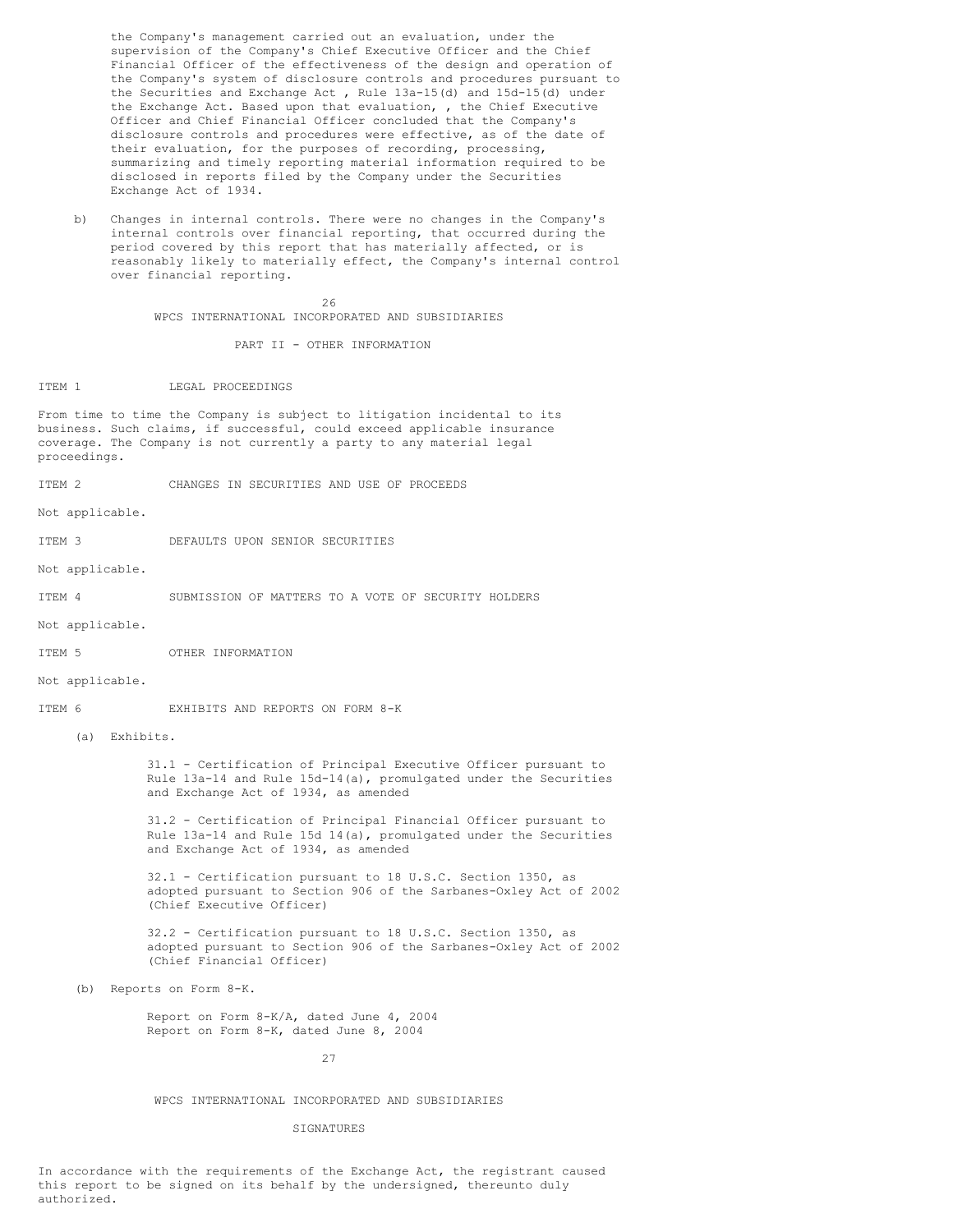the Company's management carried out an evaluation, under the supervision of the Company's Chief Executive Officer and the Chief Financial Officer of the effectiveness of the design and operation of the Company's system of disclosure controls and procedures pursuant to the Securities and Exchange Act , Rule 13a-15(d) and 15d-15(d) under the Exchange Act. Based upon that evaluation, , the Chief Executive Officer and Chief Financial Officer concluded that the Company's disclosure controls and procedures were effective, as of the date of their evaluation, for the purposes of recording, processing, summarizing and timely reporting material information required to be disclosed in reports filed by the Company under the Securities Exchange Act of 1934.

b) Changes in internal controls. There were no changes in the Company's internal controls over financial reporting, that occurred during the period covered by this report that has materially affected, or is reasonably likely to materially effect, the Company's internal control over financial reporting.

WPCS INTERNATIONAL INCORPORATED AND SUBSIDIARIES

## PART II - OTHER INFORMATION

### ITEM 1 LEGAL PROCEEDINGS

From time to time the Company is subject to litigation incidental to its business. Such claims, if successful, could exceed applicable insurance coverage. The Company is not currently a party to any material legal proceedings.

### ITEM 2 CHANGES IN SECURITIES AND USE OF PROCEEDS

Not applicable.

### ITEM 3 DEFAULTS UPON SENIOR SECURITIES

Not applicable.

### ITEM 4 SUBMISSION OF MATTERS TO A VOTE OF SECURITY HOLDERS

Not applicable.

### ITEM 5 OTHER INFORMATION

Not applicable.

### ITEM 6 EXHIBITS AND REPORTS ON FORM 8-K

(a) Exhibits.

31.1 - Certification of Principal Executive Officer pursuant to Rule 13a-14 and Rule 15d-14(a), promulgated under the Securities and Exchange Act of 1934, as amended

31.2 - Certification of Principal Financial Officer pursuant to Rule 13a-14 and Rule 15d 14(a), promulgated under the Securities and Exchange Act of 1934, as amended

32.1 - Certification pursuant to 18 U.S.C. Section 1350, as adopted pursuant to Section 906 of the Sarbanes-Oxley Act of 2002 (Chief Executive Officer)

32.2 - Certification pursuant to 18 U.S.C. Section 1350, as adopted pursuant to Section 906 of the Sarbanes-Oxley Act of 2002 (Chief Financial Officer)

(b) Reports on Form 8-K.

Report on Form 8-K/A, dated June 4, 2004
Report on Form 8-K, dated June 8, 2004

WPCS INTERNATIONAL INCORPORATED AND SUBSIDIARIES

## SIGNATURES

In accordance with the requirements of the Exchange Act, the registrant caused this report to be signed on its behalf by the undersigned, thereunto duly authorized.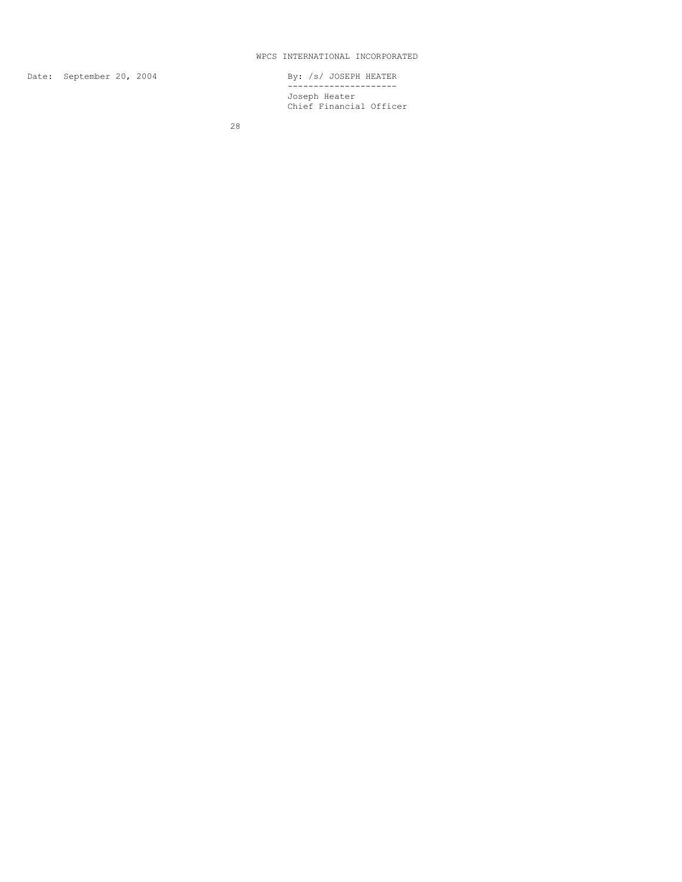WPCS INTERNATIONAL INCORPORATED

Date: September 20, 2004

By: /s/ JOSEPH HEATER

---

Joseph Heater
Chief Financial Officer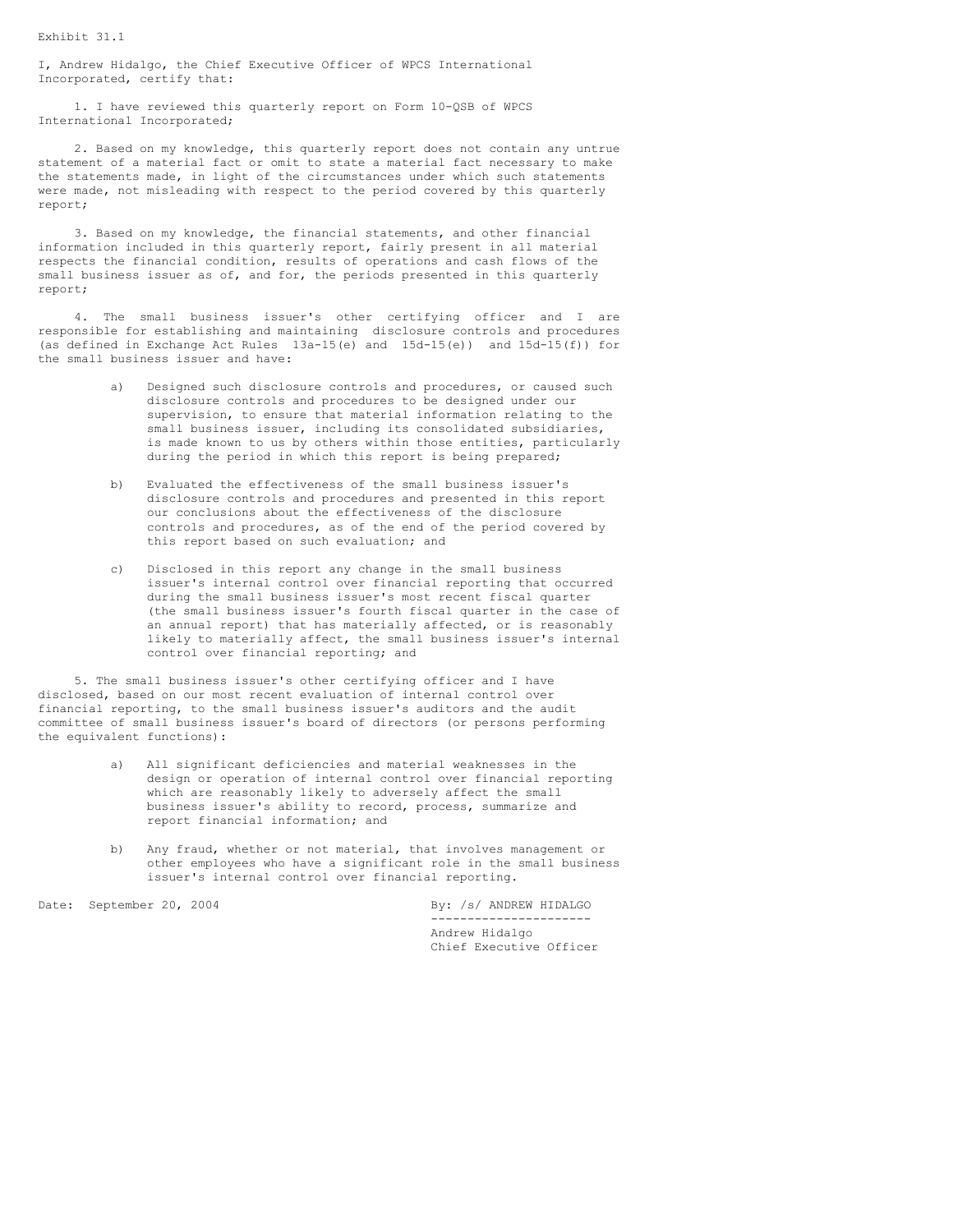Exhibit 31.1

I, Andrew Hidalgo, the Chief Executive Officer of WPCS International Incorporated, certify that:

1. I have reviewed this quarterly report on Form 10-QSB of WPCS International Incorporated;

2. Based on my knowledge, this quarterly report does not contain any untrue statement of a material fact or omit to state a material fact necessary to make the statements made, in light of the circumstances under which such statements were made, not misleading with respect to the period covered by this quarterly report;

3. Based on my knowledge, the financial statements, and other financial information included in this quarterly report, fairly present in all material respects the financial condition, results of operations and cash flows of the small business issuer as of, and for, the periods presented in this quarterly report;

4. The small business issuer's other certifying officer and I are responsible for establishing and maintaining disclosure controls and procedures (as defined in Exchange Act Rules 13a-15(e) and 15d-15(e)) and 15d-15(f)) for the small business issuer and have:

a) Designed such disclosure controls and procedures, or caused such disclosure controls and procedures to be designed under our supervision, to ensure that material information relating to the small business issuer, including its consolidated subsidiaries, is made known to us by others within those entities, particularly during the period in which this report is being prepared;

b) Evaluated the effectiveness of the small business issuer's disclosure controls and procedures and presented in this report our conclusions about the effectiveness of the disclosure controls and procedures, as of the end of the period covered by this report based on such evaluation; and

c) Disclosed in this report any change in the small business issuer's internal control over financial reporting that occurred during the small business issuer's most recent fiscal quarter (the small business issuer's fourth fiscal quarter in the case of an annual report) that has materially affected, or is reasonably likely to materially affect, the small business issuer's internal control over financial reporting; and

5. The small business issuer's other certifying officer and I have disclosed, based on our most recent evaluation of internal control over financial reporting, to the small business issuer's auditors and the audit committee of small business issuer's board of directors (or persons performing the equivalent functions):

a) All significant deficiencies and material weaknesses in the design or operation of internal control over financial reporting which are reasonably likely to adversely affect the small business issuer's ability to record, process, summarize and report financial information; and

b) Any fraud, whether or not material, that involves management or other employees who have a significant role in the small business issuer's internal control over financial reporting.

Date: September 20, 2004

By: /s/ ANDREW HIDALGO

---------------------

Andrew Hidalgo
Chief Executive Officer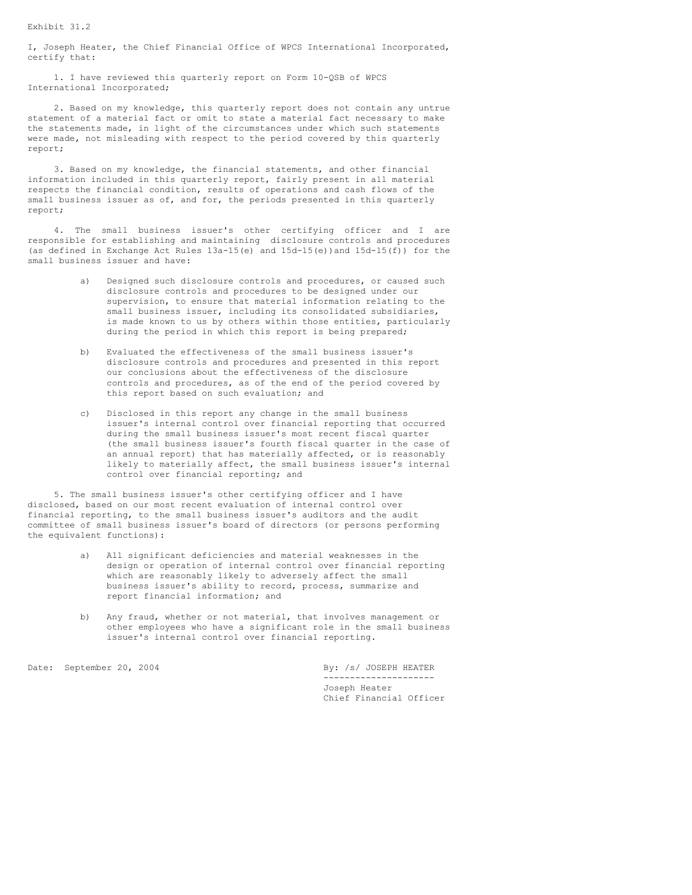Exhibit 31.2

I, Joseph Heater, the Chief Financial Office of WPCS International Incorporated, certify that:

1. I have reviewed this quarterly report on Form 10-QSB of WPCS International Incorporated;

2. Based on my knowledge, this quarterly report does not contain any untrue statement of a material fact or omit to state a material fact necessary to make the statements made, in light of the circumstances under which such statements were made, not misleading with respect to the period covered by this quarterly report;

3. Based on my knowledge, the financial statements, and other financial information included in this quarterly report, fairly present in all material respects the financial condition, results of operations and cash flows of the small business issuer as of, and for, the periods presented in this quarterly report;

4. The small business issuer's other certifying officer and I are responsible for establishing and maintaining disclosure controls and procedures (as defined in Exchange Act Rules 13a-15(e) and 15d-15(e))and 15d-15(f)) for the small business issuer and have:

   a) Designed such disclosure controls and procedures, or caused such disclosure controls and procedures to be designed under our supervision, to ensure that material information relating to the small business issuer, including its consolidated subsidiaries, is made known to us by others within those entities, particularly during the period in which this report is being prepared;

   b) Evaluated the effectiveness of the small business issuer's disclosure controls and procedures and presented in this report our conclusions about the effectiveness of the disclosure controls and procedures, as of the end of the period covered by this report based on such evaluation; and

   c) Disclosed in this report any change in the small business issuer's internal control over financial reporting that occurred during the small business issuer's most recent fiscal quarter (the small business issuer's fourth fiscal quarter in the case of an annual report) that has materially affected, or is reasonably likely to materially affect, the small business issuer's internal control over financial reporting; and

5. The small business issuer's other certifying officer and I have disclosed, based on our most recent evaluation of internal control over financial reporting, to the small business issuer's auditors and the audit committee of small business issuer's board of directors (or persons performing the equivalent functions):

   a) All significant deficiencies and material weaknesses in the design or operation of internal control over financial reporting which are reasonably likely to adversely affect the small business issuer's ability to record, process, summarize and report financial information; and

   b) Any fraud, whether or not material, that involves management or other employees who have a significant role in the small business issuer's internal control over financial reporting.

Date: September 20, 2004

By: /s/ JOSEPH HEATER

---------------------

Joseph Heater
Chief Financial Officer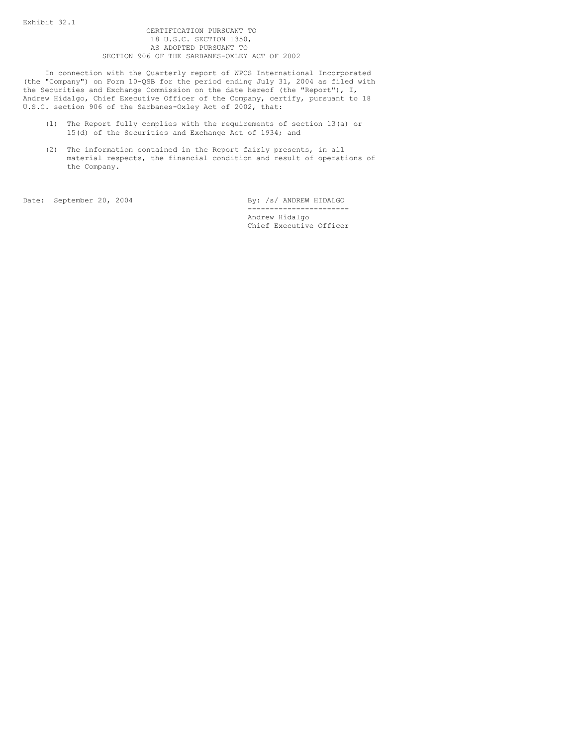Exhibit 32.1

CERTIFICATION PURSUANT TO
18 U.S.C. SECTION 1350,
AS ADOPTED PURSUANT TO
SECTION 906 OF THE SARBANES-OXLEY ACT OF 2002

In connection with the Quarterly report of WPCS International Incorporated (the "Company") on Form 10-QSB for the period ending July 31, 2004 as filed with the Securities and Exchange Commission on the date hereof (the "Report"), I, Andrew Hidalgo, Chief Executive Officer of the Company, certify, pursuant to 18 U.S.C. section 906 of the Sarbanes-Oxley Act of 2002, that:

(1) The Report fully complies with the requirements of section 13(a) or 15(d) of the Securities and Exchange Act of 1934; and

(2) The information contained in the Report fairly presents, in all material respects, the financial condition and result of operations of the Company.

Date: September 20, 2004

By: /s/ ANDREW HIDALGO

Andrew Hidalgo
Chief Executive Officer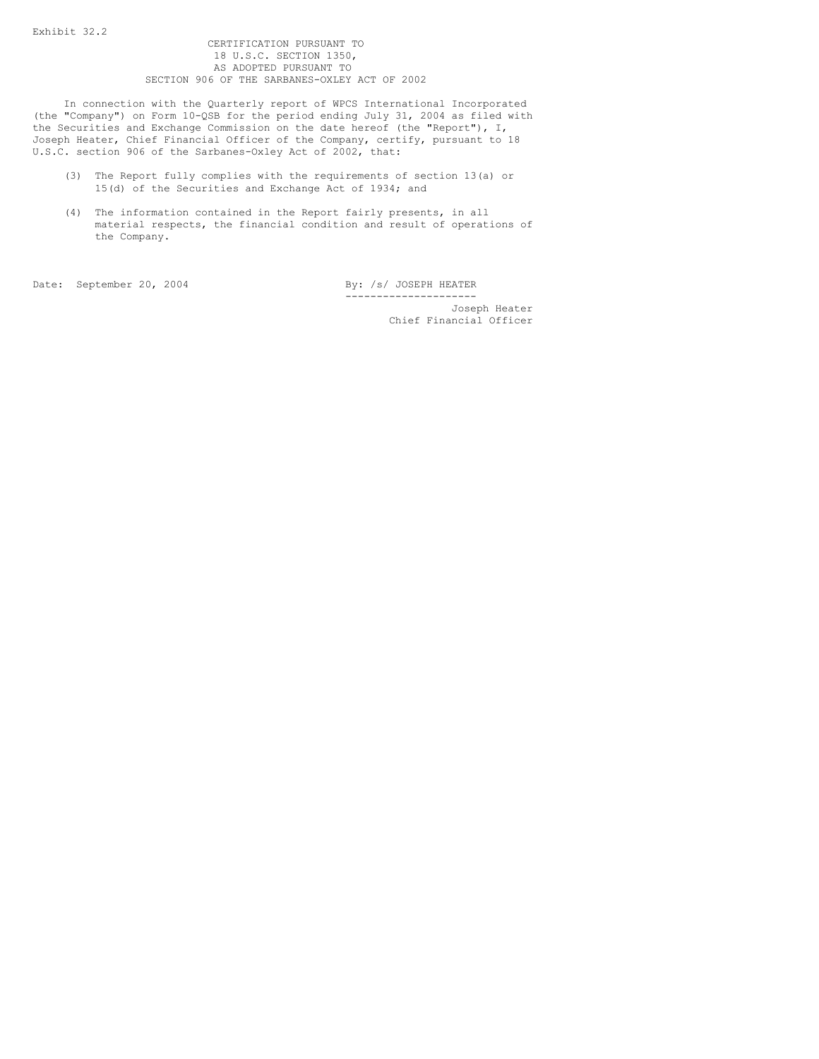Exhibit 32.2

CERTIFICATION PURSUANT TO
18 U.S.C. SECTION 1350,
AS ADOPTED PURSUANT TO
SECTION 906 OF THE SARBANES-OXLEY ACT OF 2002

In connection with the Quarterly report of WPCS International Incorporated (the "Company") on Form 10-QSB for the period ending July 31, 2004 as filed with the Securities and Exchange Commission on the date hereof (the "Report"), I, Joseph Heater, Chief Financial Officer of the Company, certify, pursuant to 18 U.S.C. section 906 of the Sarbanes-Oxley Act of 2002, that:

(3) The Report fully complies with the requirements of section 13(a) or 15(d) of the Securities and Exchange Act of 1934; and

(4) The information contained in the Report fairly presents, in all material respects, the financial condition and result of operations of the Company.

Date: September 20, 2004

By: /s/ JOSEPH HEATER

Joseph Heater
Chief Financial Officer